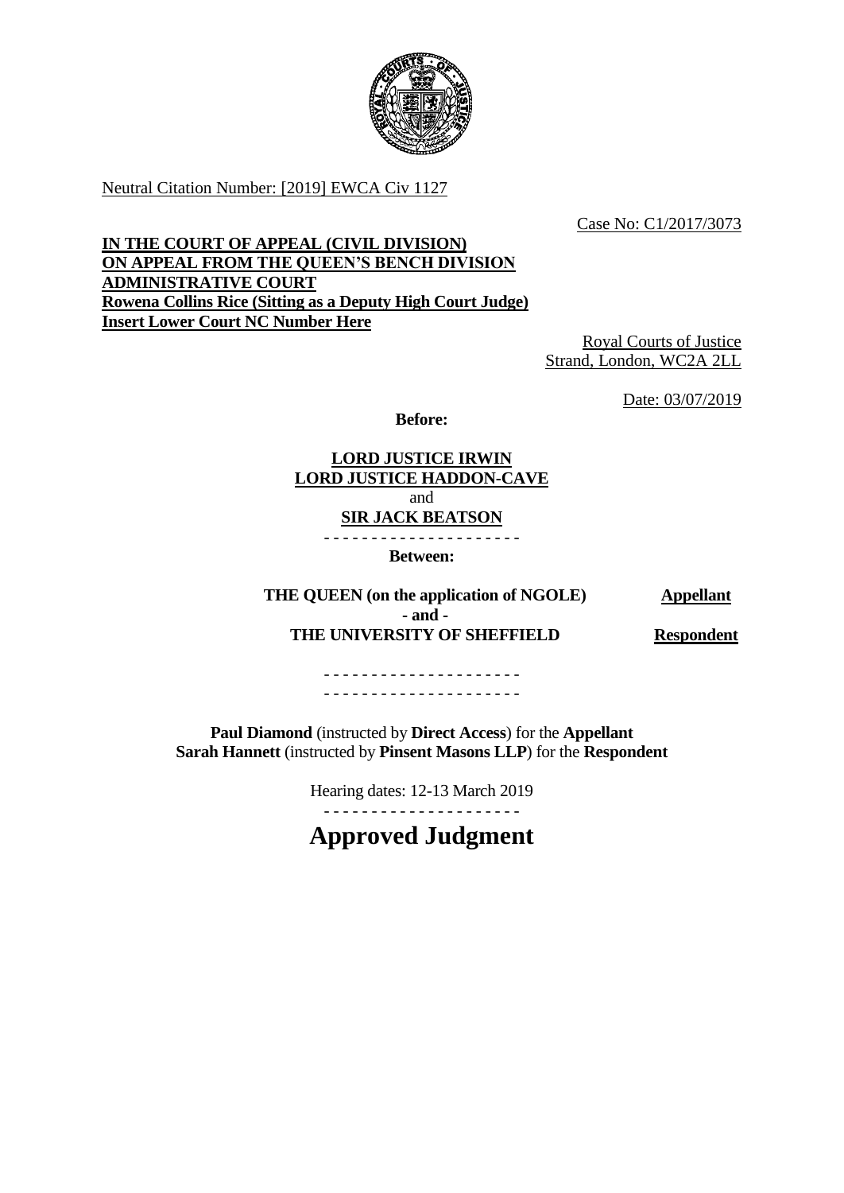Neutral Citation Number: [2019] EWCA Civ 1127

Case No: C1/2017/3073

**IN THE COURT OF APPEAL (CIVIL DIVISION)**
**ON APPEAL FROM THE QUEEN'S BENCH DIVISION**
**ADMINISTRATIVE COURT**
**Rowena Collins Rice (Sitting as a Deputy High Court Judge)**
**Insert Lower Court NC Number Here**

Royal Courts of Justice
Strand, London, WC2A 2LL

Date: 03/07/2019

**Before:**

**LORD JUSTICE IRWIN**
**LORD JUSTICE HADDON-CAVE**
and
**SIR JACK BEATSON**

- - - - - - - - - - - - - - - - - - - - -

**Between:**

**THE QUEEN (on the application of NGOLE)** — **Appellant**

**- and -**

**THE UNIVERSITY OF SHEFFIELD** — **Respondent**

- - - - - - - - - - - - - - - - - - - - -

- - - - - - - - - - - - - - - - - - - - -

**Paul Diamond** (instructed by **Direct Access**) for the **Appellant**
**Sarah Hannett** (instructed by **Pinsent Masons LLP**) for the **Respondent**

Hearing dates: 12-13 March 2019

- - - - - - - - - - - - - - - - - - - - -

# Approved Judgment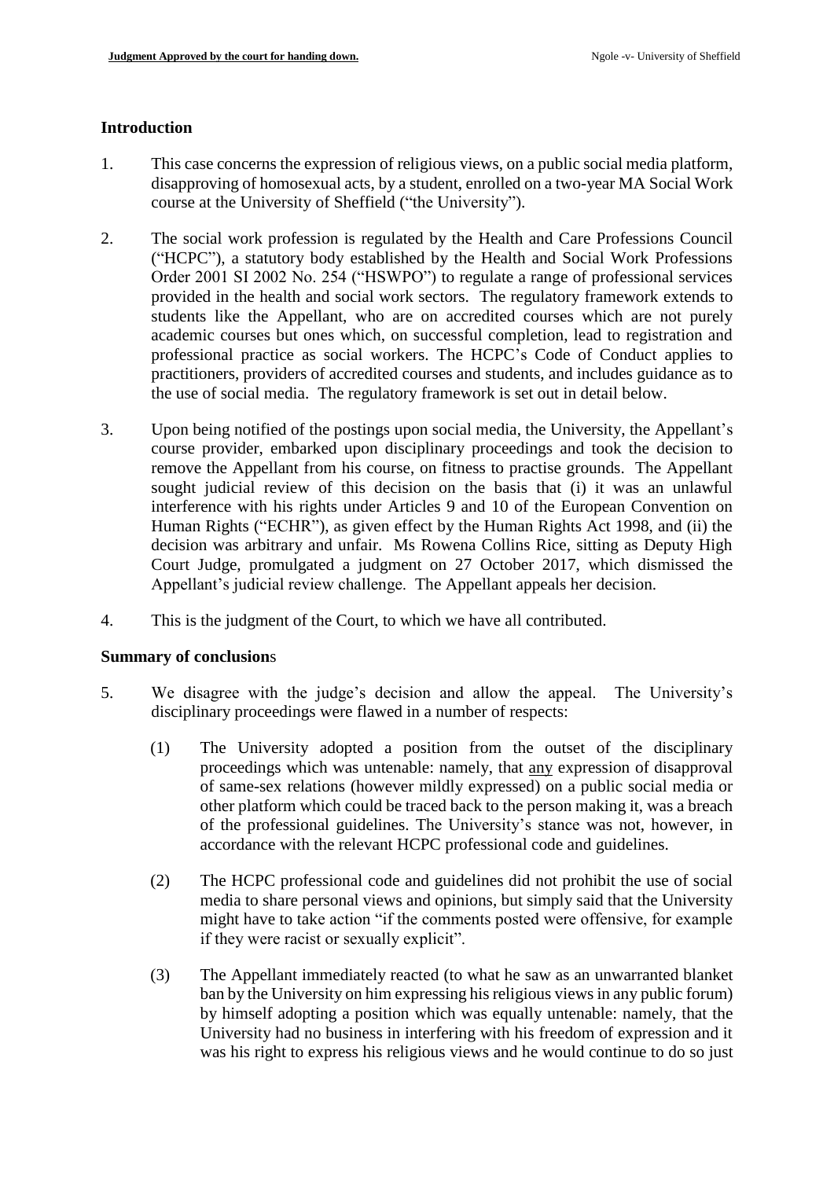## Introduction

1. This case concerns the expression of religious views, on a public social media platform, disapproving of homosexual acts, by a student, enrolled on a two-year MA Social Work course at the University of Sheffield ("the University").

2. The social work profession is regulated by the Health and Care Professions Council ("HCPC"), a statutory body established by the Health and Social Work Professions Order 2001 SI 2002 No. 254 ("HSWPO") to regulate a range of professional services provided in the health and social work sectors. The regulatory framework extends to students like the Appellant, who are on accredited courses which are not purely academic courses but ones which, on successful completion, lead to registration and professional practice as social workers. The HCPC's Code of Conduct applies to practitioners, providers of accredited courses and students, and includes guidance as to the use of social media. The regulatory framework is set out in detail below.

3. Upon being notified of the postings upon social media, the University, the Appellant's course provider, embarked upon disciplinary proceedings and took the decision to remove the Appellant from his course, on fitness to practise grounds. The Appellant sought judicial review of this decision on the basis that (i) it was an unlawful interference with his rights under Articles 9 and 10 of the European Convention on Human Rights ("ECHR"), as given effect by the Human Rights Act 1998, and (ii) the decision was arbitrary and unfair. Ms Rowena Collins Rice, sitting as Deputy High Court Judge, promulgated a judgment on 27 October 2017, which dismissed the Appellant's judicial review challenge. The Appellant appeals her decision.

4. This is the judgment of the Court, to which we have all contributed.

## Summary of conclusions

5. We disagree with the judge's decision and allow the appeal. The University's disciplinary proceedings were flawed in a number of respects:

   (1) The University adopted a position from the outset of the disciplinary proceedings which was untenable: namely, that any expression of disapproval of same-sex relations (however mildly expressed) on a public social media or other platform which could be traced back to the person making it, was a breach of the professional guidelines. The University's stance was not, however, in accordance with the relevant HCPC professional code and guidelines.

   (2) The HCPC professional code and guidelines did not prohibit the use of social media to share personal views and opinions, but simply said that the University might have to take action "if the comments posted were offensive, for example if they were racist or sexually explicit".

   (3) The Appellant immediately reacted (to what he saw as an unwarranted blanket ban by the University on him expressing his religious views in any public forum) by himself adopting a position which was equally untenable: namely, that the University had no business in interfering with his freedom of expression and it was his right to express his religious views and he would continue to do so just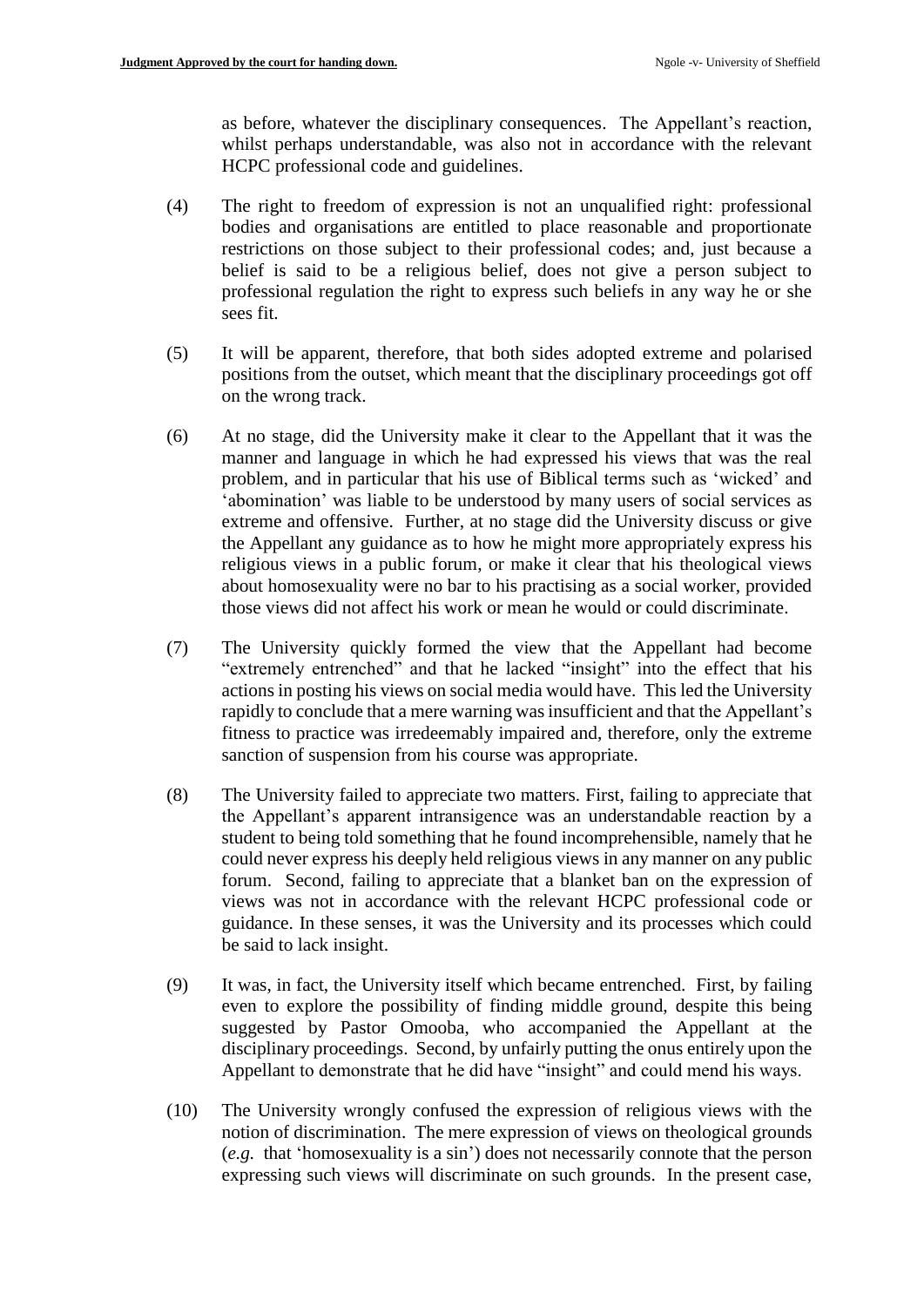as before, whatever the disciplinary consequences. The Appellant's reaction, whilst perhaps understandable, was also not in accordance with the relevant HCPC professional code and guidelines.

(4) The right to freedom of expression is not an unqualified right: professional bodies and organisations are entitled to place reasonable and proportionate restrictions on those subject to their professional codes; and, just because a belief is said to be a religious belief, does not give a person subject to professional regulation the right to express such beliefs in any way he or she sees fit.

(5) It will be apparent, therefore, that both sides adopted extreme and polarised positions from the outset, which meant that the disciplinary proceedings got off on the wrong track.

(6) At no stage, did the University make it clear to the Appellant that it was the manner and language in which he had expressed his views that was the real problem, and in particular that his use of Biblical terms such as 'wicked' and 'abomination' was liable to be understood by many users of social services as extreme and offensive. Further, at no stage did the University discuss or give the Appellant any guidance as to how he might more appropriately express his religious views in a public forum, or make it clear that his theological views about homosexuality were no bar to his practising as a social worker, provided those views did not affect his work or mean he would or could discriminate.

(7) The University quickly formed the view that the Appellant had become "extremely entrenched" and that he lacked "insight" into the effect that his actions in posting his views on social media would have. This led the University rapidly to conclude that a mere warning was insufficient and that the Appellant's fitness to practice was irredeemably impaired and, therefore, only the extreme sanction of suspension from his course was appropriate.

(8) The University failed to appreciate two matters. First, failing to appreciate that the Appellant's apparent intransigence was an understandable reaction by a student to being told something that he found incomprehensible, namely that he could never express his deeply held religious views in any manner on any public forum. Second, failing to appreciate that a blanket ban on the expression of views was not in accordance with the relevant HCPC professional code or guidance. In these senses, it was the University and its processes which could be said to lack insight.

(9) It was, in fact, the University itself which became entrenched. First, by failing even to explore the possibility of finding middle ground, despite this being suggested by Pastor Omooba, who accompanied the Appellant at the disciplinary proceedings. Second, by unfairly putting the onus entirely upon the Appellant to demonstrate that he did have "insight" and could mend his ways.

(10) The University wrongly confused the expression of religious views with the notion of discrimination. The mere expression of views on theological grounds (*e.g.* that 'homosexuality is a sin') does not necessarily connote that the person expressing such views will discriminate on such grounds. In the present case,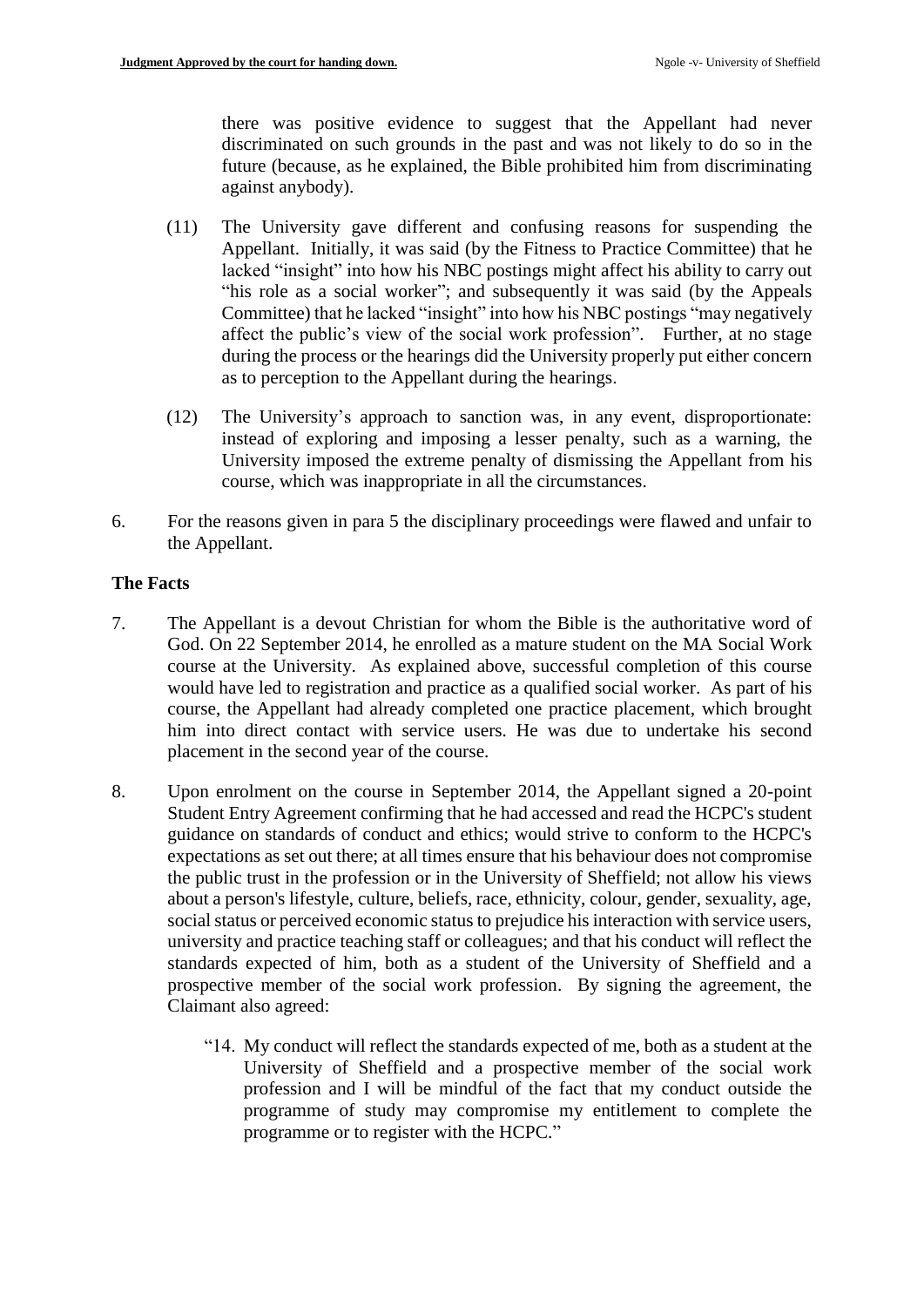there was positive evidence to suggest that the Appellant had never discriminated on such grounds in the past and was not likely to do so in the future (because, as he explained, the Bible prohibited him from discriminating against anybody).

(11) The University gave different and confusing reasons for suspending the Appellant. Initially, it was said (by the Fitness to Practice Committee) that he lacked "insight" into how his NBC postings might affect his ability to carry out "his role as a social worker"; and subsequently it was said (by the Appeals Committee) that he lacked "insight" into how his NBC postings "may negatively affect the public's view of the social work profession". Further, at no stage during the process or the hearings did the University properly put either concern as to perception to the Appellant during the hearings.

(12) The University's approach to sanction was, in any event, disproportionate: instead of exploring and imposing a lesser penalty, such as a warning, the University imposed the extreme penalty of dismissing the Appellant from his course, which was inappropriate in all the circumstances.

6. For the reasons given in para 5 the disciplinary proceedings were flawed and unfair to the Appellant.

## The Facts

7. The Appellant is a devout Christian for whom the Bible is the authoritative word of God. On 22 September 2014, he enrolled as a mature student on the MA Social Work course at the University. As explained above, successful completion of this course would have led to registration and practice as a qualified social worker. As part of his course, the Appellant had already completed one practice placement, which brought him into direct contact with service users. He was due to undertake his second placement in the second year of the course.

8. Upon enrolment on the course in September 2014, the Appellant signed a 20-point Student Entry Agreement confirming that he had accessed and read the HCPC's student guidance on standards of conduct and ethics; would strive to conform to the HCPC's expectations as set out there; at all times ensure that his behaviour does not compromise the public trust in the profession or in the University of Sheffield; not allow his views about a person's lifestyle, culture, beliefs, race, ethnicity, colour, gender, sexuality, age, social status or perceived economic status to prejudice his interaction with service users, university and practice teaching staff or colleagues; and that his conduct will reflect the standards expected of him, both as a student of the University of Sheffield and a prospective member of the social work profession. By signing the agreement, the Claimant also agreed:

> "14. My conduct will reflect the standards expected of me, both as a student at the University of Sheffield and a prospective member of the social work profession and I will be mindful of the fact that my conduct outside the programme of study may compromise my entitlement to complete the programme or to register with the HCPC."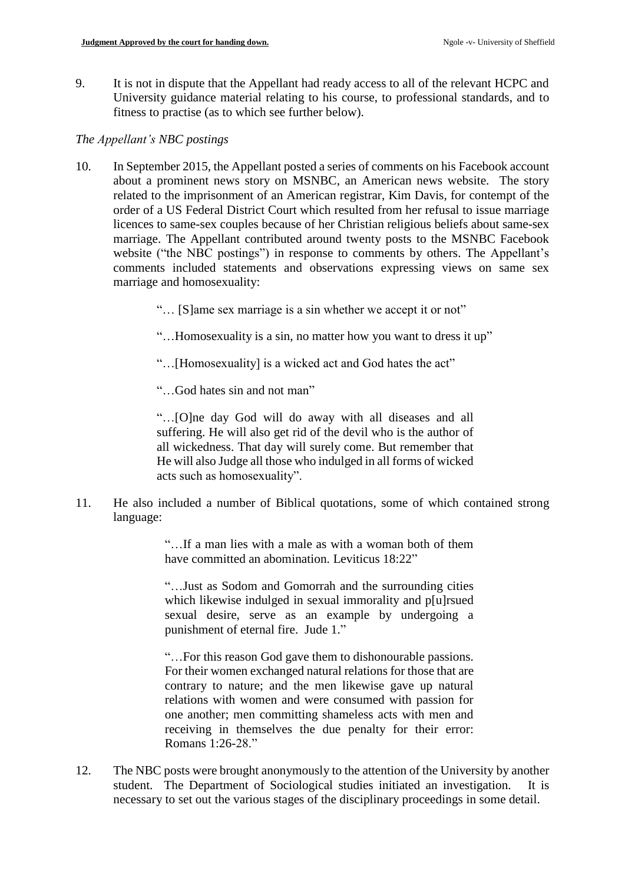9. It is not in dispute that the Appellant had ready access to all of the relevant HCPC and University guidance material relating to his course, to professional standards, and to fitness to practise (as to which see further below).

*The Appellant's NBC postings*

10. In September 2015, the Appellant posted a series of comments on his Facebook account about a prominent news story on MSNBC, an American news website. The story related to the imprisonment of an American registrar, Kim Davis, for contempt of the order of a US Federal District Court which resulted from her refusal to issue marriage licences to same-sex couples because of her Christian religious beliefs about same-sex marriage. The Appellant contributed around twenty posts to the MSNBC Facebook website ("the NBC postings") in response to comments by others. The Appellant's comments included statements and observations expressing views on same sex marriage and homosexuality:

> "… [S]ame sex marriage is a sin whether we accept it or not"
>
> "…Homosexuality is a sin, no matter how you want to dress it up"
>
> "…[Homosexuality] is a wicked act and God hates the act"
>
> "…God hates sin and not man"
>
> "…[O]ne day God will do away with all diseases and all suffering. He will also get rid of the devil who is the author of all wickedness. That day will surely come. But remember that He will also Judge all those who indulged in all forms of wicked acts such as homosexuality".

11. He also included a number of Biblical quotations, some of which contained strong language:

> "…If a man lies with a male as with a woman both of them have committed an abomination. Leviticus 18:22"
>
> "…Just as Sodom and Gomorrah and the surrounding cities which likewise indulged in sexual immorality and p[u]rsued sexual desire, serve as an example by undergoing a punishment of eternal fire. Jude 1."
>
> "…For this reason God gave them to dishonourable passions. For their women exchanged natural relations for those that are contrary to nature; and the men likewise gave up natural relations with women and were consumed with passion for one another; men committing shameless acts with men and receiving in themselves the due penalty for their error: Romans 1:26-28."

12. The NBC posts were brought anonymously to the attention of the University by another student. The Department of Sociological studies initiated an investigation. It is necessary to set out the various stages of the disciplinary proceedings in some detail.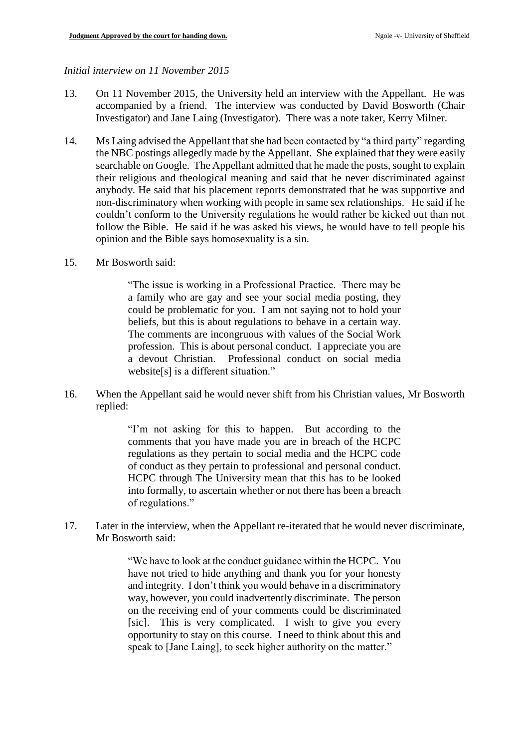*Initial interview on 11 November 2015*

13. On 11 November 2015, the University held an interview with the Appellant. He was accompanied by a friend. The interview was conducted by David Bosworth (Chair Investigator) and Jane Laing (Investigator). There was a note taker, Kerry Milner.

14. Ms Laing advised the Appellant that she had been contacted by "a third party" regarding the NBC postings allegedly made by the Appellant. She explained that they were easily searchable on Google. The Appellant admitted that he made the posts, sought to explain their religious and theological meaning and said that he never discriminated against anybody. He said that his placement reports demonstrated that he was supportive and non-discriminatory when working with people in same sex relationships. He said if he couldn't conform to the University regulations he would rather be kicked out than not follow the Bible. He said if he was asked his views, he would have to tell people his opinion and the Bible says homosexuality is a sin.

15. Mr Bosworth said:

> "The issue is working in a Professional Practice. There may be a family who are gay and see your social media posting, they could be problematic for you. I am not saying not to hold your beliefs, but this is about regulations to behave in a certain way. The comments are incongruous with values of the Social Work profession. This is about personal conduct. I appreciate you are a devout Christian. Professional conduct on social media website[s] is a different situation."

16. When the Appellant said he would never shift from his Christian values, Mr Bosworth replied:

> "I'm not asking for this to happen. But according to the comments that you have made you are in breach of the HCPC regulations as they pertain to social media and the HCPC code of conduct as they pertain to professional and personal conduct. HCPC through The University mean that this has to be looked into formally, to ascertain whether or not there has been a breach of regulations."

17. Later in the interview, when the Appellant re-iterated that he would never discriminate, Mr Bosworth said:

> "We have to look at the conduct guidance within the HCPC. You have not tried to hide anything and thank you for your honesty and integrity. I don't think you would behave in a discriminatory way, however, you could inadvertently discriminate. The person on the receiving end of your comments could be discriminated [sic]. This is very complicated. I wish to give you every opportunity to stay on this course. I need to think about this and speak to [Jane Laing], to seek higher authority on the matter."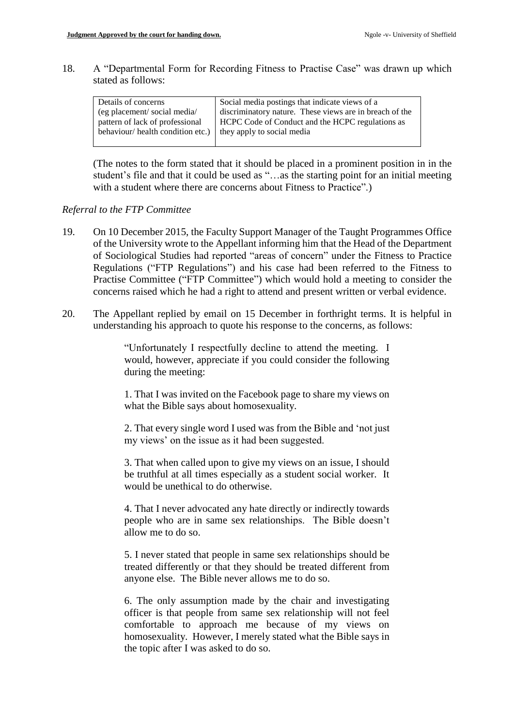18. A "Departmental Form for Recording Fitness to Practise Case" was drawn up which stated as follows:

| Details of concerns (eg placement/ social media/ pattern of lack of professional behaviour/ health condition etc.) | Social media postings that indicate views of a discriminatory nature. These views are in breach of the HCPC Code of Conduct and the HCPC regulations as they apply to social media |
|---|---|

(The notes to the form stated that it should be placed in a prominent position in in the student's file and that it could be used as "…as the starting point for an initial meeting with a student where there are concerns about Fitness to Practice".)

*Referral to the FTP Committee*

19. On 10 December 2015, the Faculty Support Manager of the Taught Programmes Office of the University wrote to the Appellant informing him that the Head of the Department of Sociological Studies had reported "areas of concern" under the Fitness to Practice Regulations ("FTP Regulations") and his case had been referred to the Fitness to Practise Committee ("FTP Committee") which would hold a meeting to consider the concerns raised which he had a right to attend and present written or verbal evidence.

20. The Appellant replied by email on 15 December in forthright terms. It is helpful in understanding his approach to quote his response to the concerns, as follows:

> "Unfortunately I respectfully decline to attend the meeting. I would, however, appreciate if you could consider the following during the meeting:
>
> 1. That I was invited on the Facebook page to share my views on what the Bible says about homosexuality.
>
> 2. That every single word I used was from the Bible and 'not just my views' on the issue as it had been suggested.
>
> 3. That when called upon to give my views on an issue, I should be truthful at all times especially as a student social worker. It would be unethical to do otherwise.
>
> 4. That I never advocated any hate directly or indirectly towards people who are in same sex relationships. The Bible doesn't allow me to do so.
>
> 5. I never stated that people in same sex relationships should be treated differently or that they should be treated different from anyone else. The Bible never allows me to do so.
>
> 6. The only assumption made by the chair and investigating officer is that people from same sex relationship will not feel comfortable to approach me because of my views on homosexuality. However, I merely stated what the Bible says in the topic after I was asked to do so.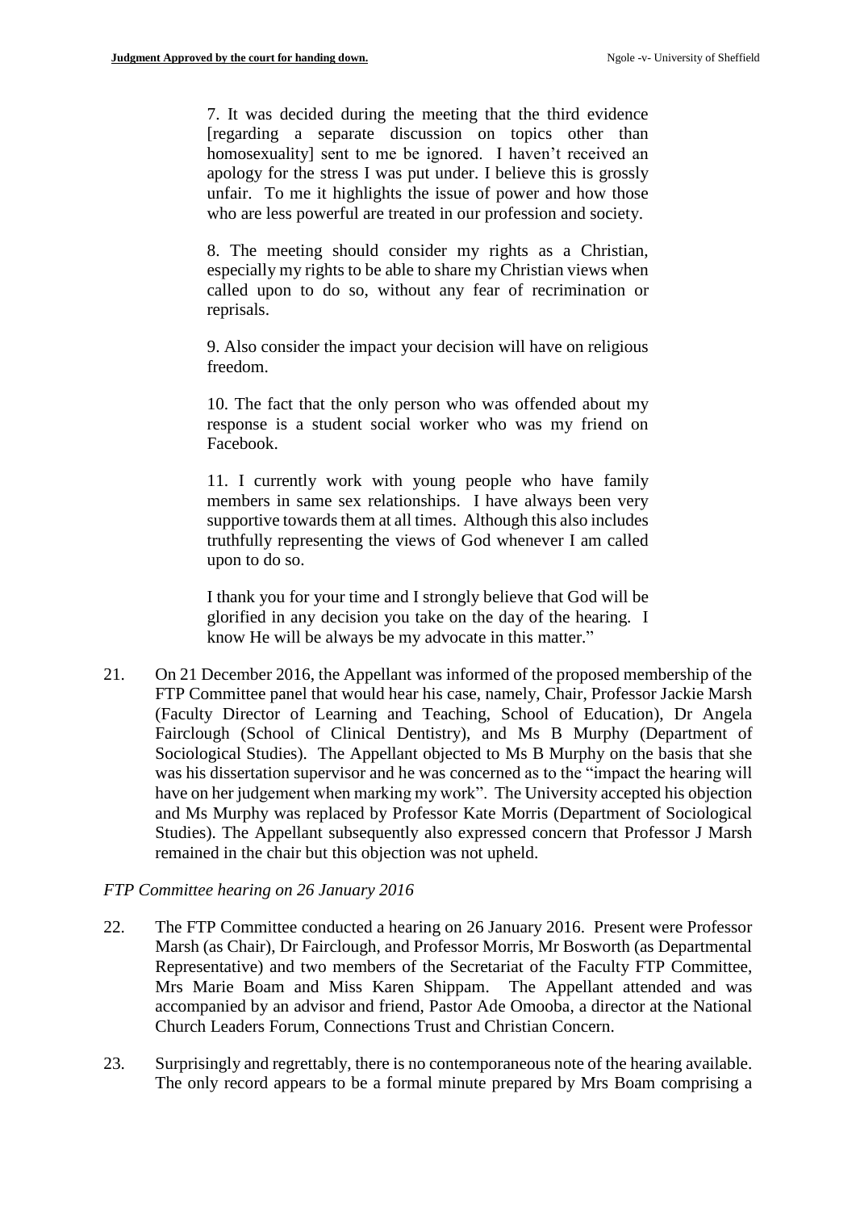> 7. It was decided during the meeting that the third evidence [regarding a separate discussion on topics other than homosexuality] sent to me be ignored. I haven't received an apology for the stress I was put under. I believe this is grossly unfair. To me it highlights the issue of power and how those who are less powerful are treated in our profession and society.
>
> 8. The meeting should consider my rights as a Christian, especially my rights to be able to share my Christian views when called upon to do so, without any fear of recrimination or reprisals.
>
> 9. Also consider the impact your decision will have on religious freedom.
>
> 10. The fact that the only person who was offended about my response is a student social worker who was my friend on Facebook.
>
> 11. I currently work with young people who have family members in same sex relationships. I have always been very supportive towards them at all times. Although this also includes truthfully representing the views of God whenever I am called upon to do so.
>
> I thank you for your time and I strongly believe that God will be glorified in any decision you take on the day of the hearing. I know He will be always be my advocate in this matter."

21. On 21 December 2016, the Appellant was informed of the proposed membership of the FTP Committee panel that would hear his case, namely, Chair, Professor Jackie Marsh (Faculty Director of Learning and Teaching, School of Education), Dr Angela Fairclough (School of Clinical Dentistry), and Ms B Murphy (Department of Sociological Studies). The Appellant objected to Ms B Murphy on the basis that she was his dissertation supervisor and he was concerned as to the "impact the hearing will have on her judgement when marking my work". The University accepted his objection and Ms Murphy was replaced by Professor Kate Morris (Department of Sociological Studies). The Appellant subsequently also expressed concern that Professor J Marsh remained in the chair but this objection was not upheld.

*FTP Committee hearing on 26 January 2016*

22. The FTP Committee conducted a hearing on 26 January 2016. Present were Professor Marsh (as Chair), Dr Fairclough, and Professor Morris, Mr Bosworth (as Departmental Representative) and two members of the Secretariat of the Faculty FTP Committee, Mrs Marie Boam and Miss Karen Shippam. The Appellant attended and was accompanied by an advisor and friend, Pastor Ade Omooba, a director at the National Church Leaders Forum, Connections Trust and Christian Concern.

23. Surprisingly and regrettably, there is no contemporaneous note of the hearing available. The only record appears to be a formal minute prepared by Mrs Boam comprising a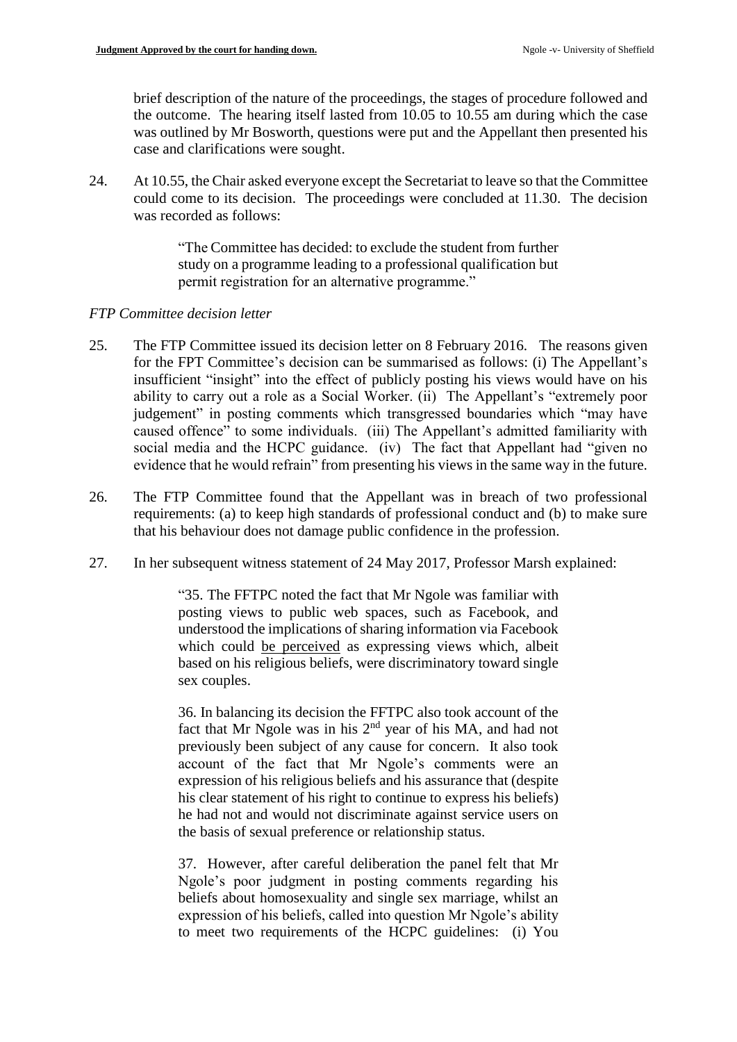brief description of the nature of the proceedings, the stages of procedure followed and the outcome. The hearing itself lasted from 10.05 to 10.55 am during which the case was outlined by Mr Bosworth, questions were put and the Appellant then presented his case and clarifications were sought.

24. At 10.55, the Chair asked everyone except the Secretariat to leave so that the Committee could come to its decision. The proceedings were concluded at 11.30. The decision was recorded as follows:

> "The Committee has decided: to exclude the student from further study on a programme leading to a professional qualification but permit registration for an alternative programme."

*FTP Committee decision letter*

25. The FTP Committee issued its decision letter on 8 February 2016. The reasons given for the FPT Committee's decision can be summarised as follows: (i) The Appellant's insufficient "insight" into the effect of publicly posting his views would have on his ability to carry out a role as a Social Worker. (ii) The Appellant's "extremely poor judgement" in posting comments which transgressed boundaries which "may have caused offence" to some individuals. (iii) The Appellant's admitted familiarity with social media and the HCPC guidance. (iv) The fact that Appellant had "given no evidence that he would refrain" from presenting his views in the same way in the future.

26. The FTP Committee found that the Appellant was in breach of two professional requirements: (a) to keep high standards of professional conduct and (b) to make sure that his behaviour does not damage public confidence in the profession.

27. In her subsequent witness statement of 24 May 2017, Professor Marsh explained:

> "35. The FFTPC noted the fact that Mr Ngole was familiar with posting views to public web spaces, such as Facebook, and understood the implications of sharing information via Facebook which could <u>be perceived</u> as expressing views which, albeit based on his religious beliefs, were discriminatory toward single sex couples.
>
> 36. In balancing its decision the FFTPC also took account of the fact that Mr Ngole was in his 2nd year of his MA, and had not previously been subject of any cause for concern. It also took account of the fact that Mr Ngole's comments were an expression of his religious beliefs and his assurance that (despite his clear statement of his right to continue to express his beliefs) he had not and would not discriminate against service users on the basis of sexual preference or relationship status.
>
> 37. However, after careful deliberation the panel felt that Mr Ngole's poor judgment in posting comments regarding his beliefs about homosexuality and single sex marriage, whilst an expression of his beliefs, called into question Mr Ngole's ability to meet two requirements of the HCPC guidelines: (i) You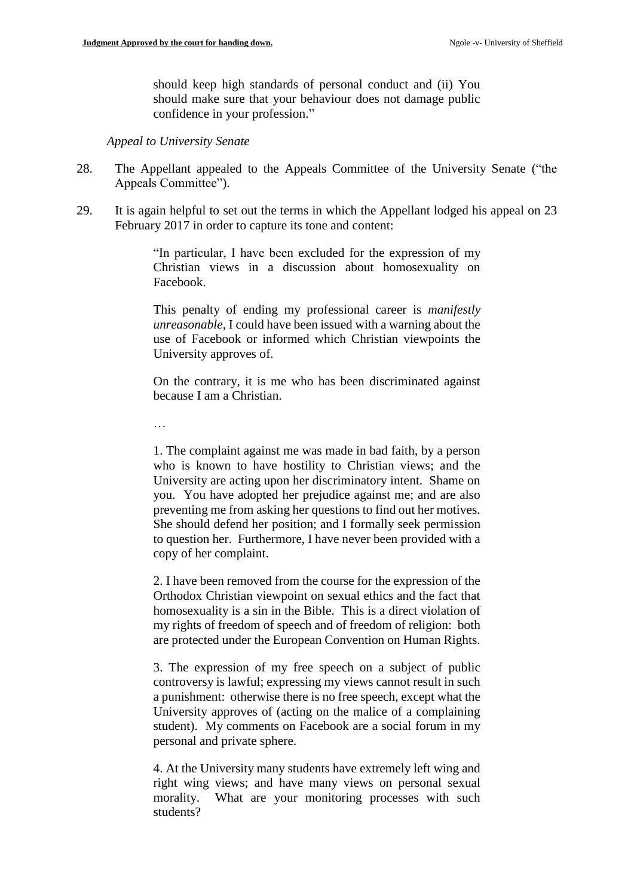should keep high standards of personal conduct and (ii) You should make sure that your behaviour does not damage public confidence in your profession."

*Appeal to University Senate*

28. The Appellant appealed to the Appeals Committee of the University Senate ("the Appeals Committee").

29. It is again helpful to set out the terms in which the Appellant lodged his appeal on 23 February 2017 in order to capture its tone and content:

> "In particular, I have been excluded for the expression of my Christian views in a discussion about homosexuality on Facebook.
>
> This penalty of ending my professional career is *manifestly unreasonable*, I could have been issued with a warning about the use of Facebook or informed which Christian viewpoints the University approves of.
>
> On the contrary, it is me who has been discriminated against because I am a Christian.
>
> …
>
> 1. The complaint against me was made in bad faith, by a person who is known to have hostility to Christian views; and the University are acting upon her discriminatory intent. Shame on you. You have adopted her prejudice against me; and are also preventing me from asking her questions to find out her motives. She should defend her position; and I formally seek permission to question her. Furthermore, I have never been provided with a copy of her complaint.
>
> 2. I have been removed from the course for the expression of the Orthodox Christian viewpoint on sexual ethics and the fact that homosexuality is a sin in the Bible. This is a direct violation of my rights of freedom of speech and of freedom of religion: both are protected under the European Convention on Human Rights.
>
> 3. The expression of my free speech on a subject of public controversy is lawful; expressing my views cannot result in such a punishment: otherwise there is no free speech, except what the University approves of (acting on the malice of a complaining student). My comments on Facebook are a social forum in my personal and private sphere.
>
> 4. At the University many students have extremely left wing and right wing views; and have many views on personal sexual morality. What are your monitoring processes with such students?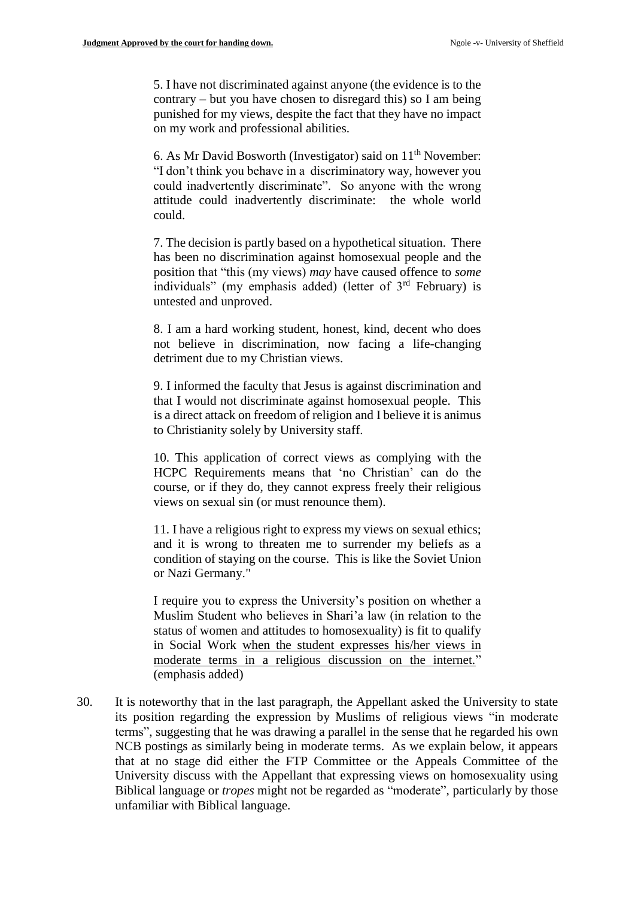> 5. I have not discriminated against anyone (the evidence is to the contrary – but you have chosen to disregard this) so I am being punished for my views, despite the fact that they have no impact on my work and professional abilities.
>
> 6. As Mr David Bosworth (Investigator) said on 11th November: "I don't think you behave in a discriminatory way, however you could inadvertently discriminate". So anyone with the wrong attitude could inadvertently discriminate: the whole world could.
>
> 7. The decision is partly based on a hypothetical situation. There has been no discrimination against homosexual people and the position that "this (my views) *may* have caused offence to *some* individuals" (my emphasis added) (letter of 3rd February) is untested and unproved.
>
> 8. I am a hard working student, honest, kind, decent who does not believe in discrimination, now facing a life-changing detriment due to my Christian views.
>
> 9. I informed the faculty that Jesus is against discrimination and that I would not discriminate against homosexual people. This is a direct attack on freedom of religion and I believe it is animus to Christianity solely by University staff.
>
> 10. This application of correct views as complying with the HCPC Requirements means that 'no Christian' can do the course, or if they do, they cannot express freely their religious views on sexual sin (or must renounce them).
>
> 11. I have a religious right to express my views on sexual ethics; and it is wrong to threaten me to surrender my beliefs as a condition of staying on the course. This is like the Soviet Union or Nazi Germany."
>
> I require you to express the University's position on whether a Muslim Student who believes in Shari'a law (in relation to the status of women and attitudes to homosexuality) is fit to qualify in Social Work <u>when the student expresses his/her views in moderate terms in a religious discussion on the internet.</u>" (emphasis added)

30. It is noteworthy that in the last paragraph, the Appellant asked the University to state its position regarding the expression by Muslims of religious views "in moderate terms", suggesting that he was drawing a parallel in the sense that he regarded his own NCB postings as similarly being in moderate terms. As we explain below, it appears that at no stage did either the FTP Committee or the Appeals Committee of the University discuss with the Appellant that expressing views on homosexuality using Biblical language or *tropes* might not be regarded as "moderate", particularly by those unfamiliar with Biblical language.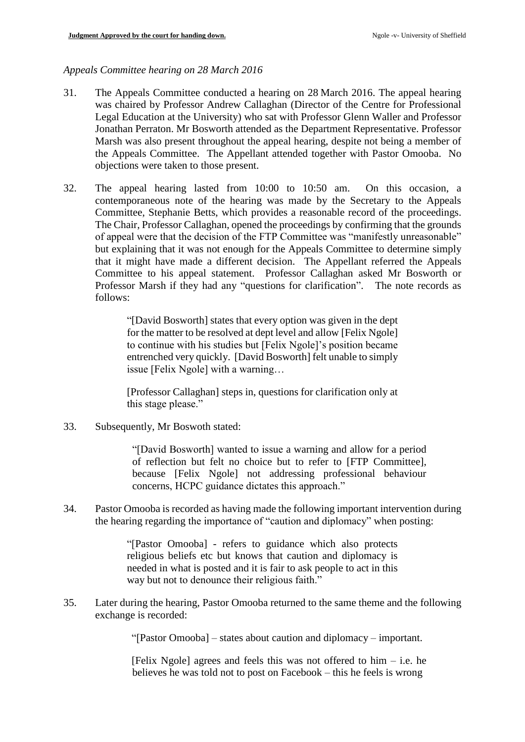*Appeals Committee hearing on 28 March 2016*

31. The Appeals Committee conducted a hearing on 28 March 2016. The appeal hearing was chaired by Professor Andrew Callaghan (Director of the Centre for Professional Legal Education at the University) who sat with Professor Glenn Waller and Professor Jonathan Perraton. Mr Bosworth attended as the Department Representative. Professor Marsh was also present throughout the appeal hearing, despite not being a member of the Appeals Committee. The Appellant attended together with Pastor Omooba. No objections were taken to those present.

32. The appeal hearing lasted from 10:00 to 10:50 am. On this occasion, a contemporaneous note of the hearing was made by the Secretary to the Appeals Committee, Stephanie Betts, which provides a reasonable record of the proceedings. The Chair, Professor Callaghan, opened the proceedings by confirming that the grounds of appeal were that the decision of the FTP Committee was "manifestly unreasonable" but explaining that it was not enough for the Appeals Committee to determine simply that it might have made a different decision. The Appellant referred the Appeals Committee to his appeal statement. Professor Callaghan asked Mr Bosworth or Professor Marsh if they had any "questions for clarification". The note records as follows:

> "[David Bosworth] states that every option was given in the dept for the matter to be resolved at dept level and allow [Felix Ngole] to continue with his studies but [Felix Ngole]'s position became entrenched very quickly. [David Bosworth] felt unable to simply issue [Felix Ngole] with a warning…
>
> [Professor Callaghan] steps in, questions for clarification only at this stage please."

33. Subsequently, Mr Boswoth stated:

> "[David Bosworth] wanted to issue a warning and allow for a period of reflection but felt no choice but to refer to [FTP Committee], because [Felix Ngole] not addressing professional behaviour concerns, HCPC guidance dictates this approach."

34. Pastor Omooba is recorded as having made the following important intervention during the hearing regarding the importance of "caution and diplomacy" when posting:

> "[Pastor Omooba] - refers to guidance which also protects religious beliefs etc but knows that caution and diplomacy is needed in what is posted and it is fair to ask people to act in this way but not to denounce their religious faith."

35. Later during the hearing, Pastor Omooba returned to the same theme and the following exchange is recorded:

> "[Pastor Omooba] – states about caution and diplomacy – important.
>
> [Felix Ngole] agrees and feels this was not offered to him – i.e. he believes he was told not to post on Facebook – this he feels is wrong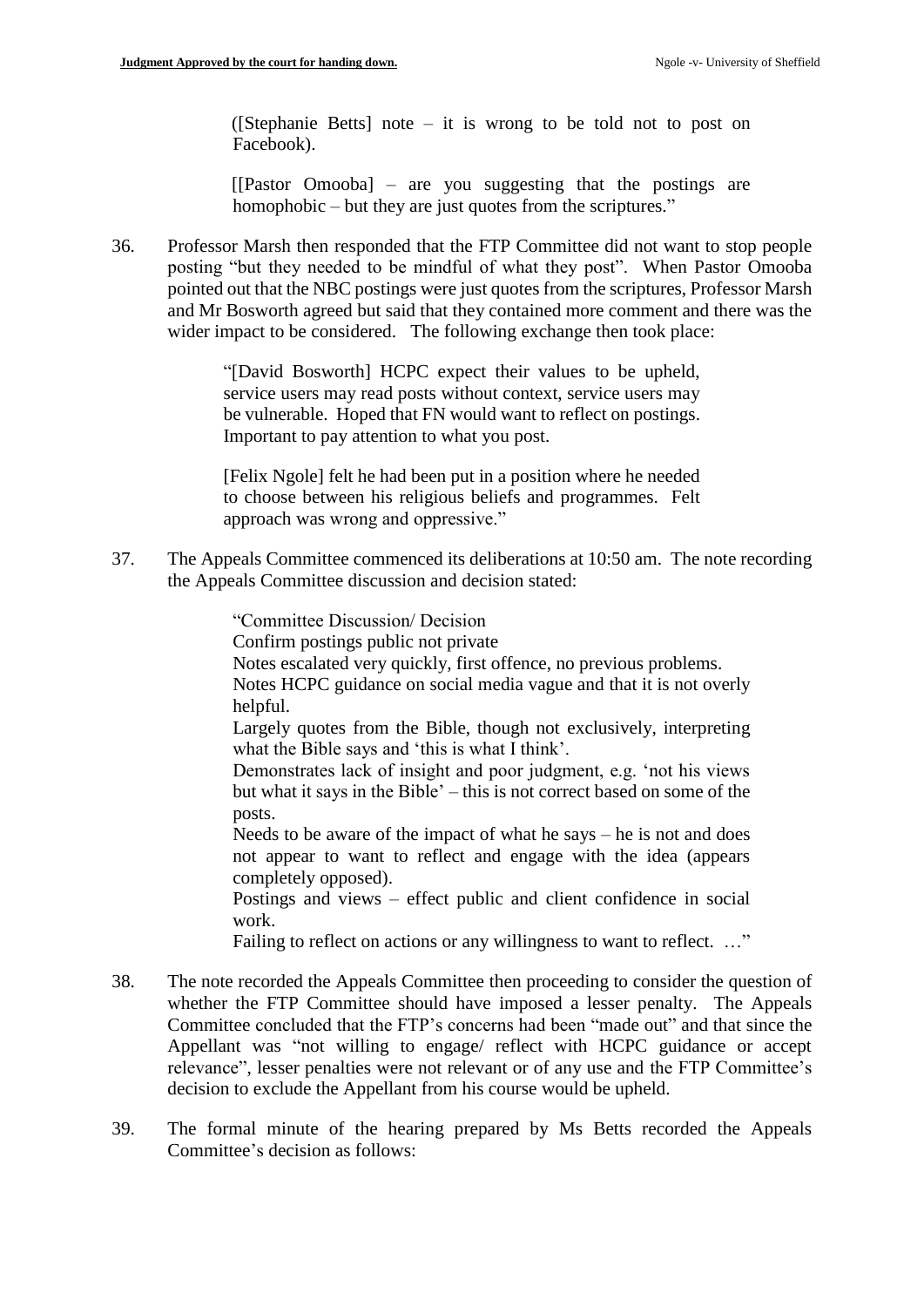> ([Stephanie Betts] note – it is wrong to be told not to post on Facebook).
>
> [[Pastor Omooba] – are you suggesting that the postings are homophobic – but they are just quotes from the scriptures."

36. Professor Marsh then responded that the FTP Committee did not want to stop people posting "but they needed to be mindful of what they post". When Pastor Omooba pointed out that the NBC postings were just quotes from the scriptures, Professor Marsh and Mr Bosworth agreed but said that they contained more comment and there was the wider impact to be considered. The following exchange then took place:

> "[David Bosworth] HCPC expect their values to be upheld, service users may read posts without context, service users may be vulnerable. Hoped that FN would want to reflect on postings. Important to pay attention to what you post.
>
> [Felix Ngole] felt he had been put in a position where he needed to choose between his religious beliefs and programmes. Felt approach was wrong and oppressive."

37. The Appeals Committee commenced its deliberations at 10:50 am. The note recording the Appeals Committee discussion and decision stated:

> "Committee Discussion/ Decision
> Confirm postings public not private
> Notes escalated very quickly, first offence, no previous problems.
> Notes HCPC guidance on social media vague and that it is not overly helpful.
> Largely quotes from the Bible, though not exclusively, interpreting what the Bible says and 'this is what I think'.
> Demonstrates lack of insight and poor judgment, e.g. 'not his views but what it says in the Bible' – this is not correct based on some of the posts.
> Needs to be aware of the impact of what he says – he is not and does not appear to want to reflect and engage with the idea (appears completely opposed).
> Postings and views – effect public and client confidence in social work.
> Failing to reflect on actions or any willingness to want to reflect. …"

38. The note recorded the Appeals Committee then proceeding to consider the question of whether the FTP Committee should have imposed a lesser penalty. The Appeals Committee concluded that the FTP's concerns had been "made out" and that since the Appellant was "not willing to engage/ reflect with HCPC guidance or accept relevance", lesser penalties were not relevant or of any use and the FTP Committee's decision to exclude the Appellant from his course would be upheld.

39. The formal minute of the hearing prepared by Ms Betts recorded the Appeals Committee's decision as follows: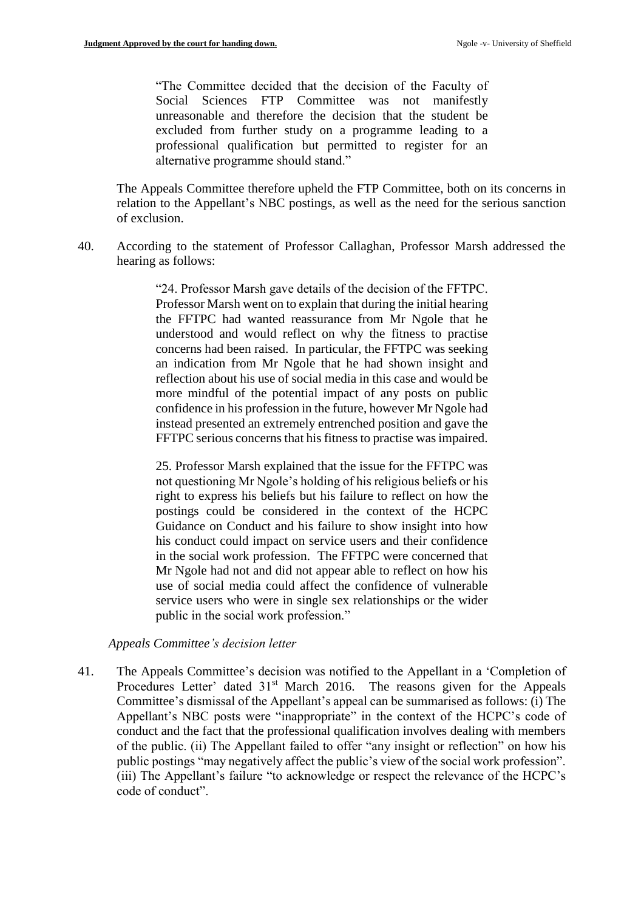> "The Committee decided that the decision of the Faculty of Social Sciences FTP Committee was not manifestly unreasonable and therefore the decision that the student be excluded from further study on a programme leading to a professional qualification but permitted to register for an alternative programme should stand."

The Appeals Committee therefore upheld the FTP Committee, both on its concerns in relation to the Appellant's NBC postings, as well as the need for the serious sanction of exclusion.

40. According to the statement of Professor Callaghan, Professor Marsh addressed the hearing as follows:

> "24. Professor Marsh gave details of the decision of the FFTPC. Professor Marsh went on to explain that during the initial hearing the FFTPC had wanted reassurance from Mr Ngole that he understood and would reflect on why the fitness to practise concerns had been raised. In particular, the FFTPC was seeking an indication from Mr Ngole that he had shown insight and reflection about his use of social media in this case and would be more mindful of the potential impact of any posts on public confidence in his profession in the future, however Mr Ngole had instead presented an extremely entrenched position and gave the FFTPC serious concerns that his fitness to practise was impaired.
>
> 25. Professor Marsh explained that the issue for the FFTPC was not questioning Mr Ngole's holding of his religious beliefs or his right to express his beliefs but his failure to reflect on how the postings could be considered in the context of the HCPC Guidance on Conduct and his failure to show insight into how his conduct could impact on service users and their confidence in the social work profession. The FFTPC were concerned that Mr Ngole had not and did not appear able to reflect on how his use of social media could affect the confidence of vulnerable service users who were in single sex relationships or the wider public in the social work profession."

*Appeals Committee's decision letter*

41. The Appeals Committee's decision was notified to the Appellant in a 'Completion of Procedures Letter' dated 31st March 2016. The reasons given for the Appeals Committee's dismissal of the Appellant's appeal can be summarised as follows: (i) The Appellant's NBC posts were "inappropriate" in the context of the HCPC's code of conduct and the fact that the professional qualification involves dealing with members of the public. (ii) The Appellant failed to offer "any insight or reflection" on how his public postings "may negatively affect the public's view of the social work profession". (iii) The Appellant's failure "to acknowledge or respect the relevance of the HCPC's code of conduct".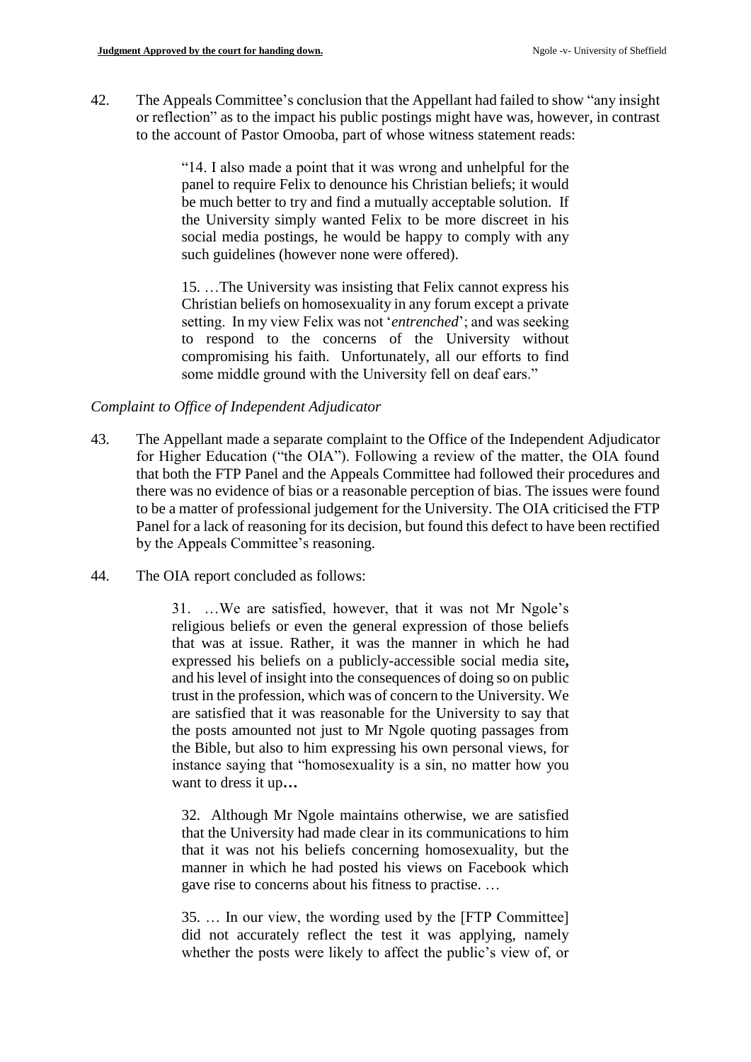42. The Appeals Committee's conclusion that the Appellant had failed to show "any insight or reflection" as to the impact his public postings might have was, however, in contrast to the account of Pastor Omooba, part of whose witness statement reads:

> "14. I also made a point that it was wrong and unhelpful for the panel to require Felix to denounce his Christian beliefs; it would be much better to try and find a mutually acceptable solution. If the University simply wanted Felix to be more discreet in his social media postings, he would be happy to comply with any such guidelines (however none were offered).
>
> 15. …The University was insisting that Felix cannot express his Christian beliefs on homosexuality in any forum except a private setting. In my view Felix was not '*entrenched*'; and was seeking to respond to the concerns of the University without compromising his faith. Unfortunately, all our efforts to find some middle ground with the University fell on deaf ears."

*Complaint to Office of Independent Adjudicator*

43. The Appellant made a separate complaint to the Office of the Independent Adjudicator for Higher Education ("the OIA"). Following a review of the matter, the OIA found that both the FTP Panel and the Appeals Committee had followed their procedures and there was no evidence of bias or a reasonable perception of bias. The issues were found to be a matter of professional judgement for the University. The OIA criticised the FTP Panel for a lack of reasoning for its decision, but found this defect to have been rectified by the Appeals Committee's reasoning.

44. The OIA report concluded as follows:

> 31. …We are satisfied, however, that it was not Mr Ngole's religious beliefs or even the general expression of those beliefs that was at issue. Rather, it was the manner in which he had expressed his beliefs on a publicly-accessible social media site**,** and his level of insight into the consequences of doing so on public trust in the profession, which was of concern to the University. We are satisfied that it was reasonable for the University to say that the posts amounted not just to Mr Ngole quoting passages from the Bible, but also to him expressing his own personal views, for instance saying that "homosexuality is a sin, no matter how you want to dress it up**…**
>
> 32. Although Mr Ngole maintains otherwise, we are satisfied that the University had made clear in its communications to him that it was not his beliefs concerning homosexuality, but the manner in which he had posted his views on Facebook which gave rise to concerns about his fitness to practise. …
>
> 35. … In our view, the wording used by the [FTP Committee] did not accurately reflect the test it was applying, namely whether the posts were likely to affect the public's view of, or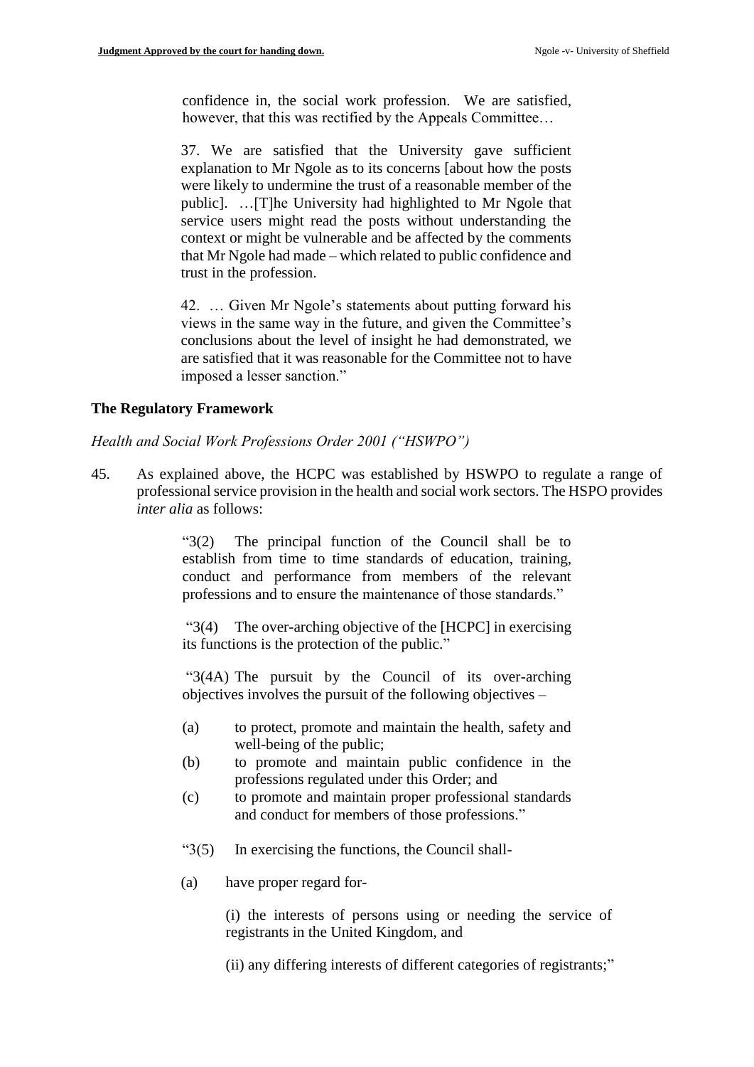> confidence in, the social work profession. We are satisfied, however, that this was rectified by the Appeals Committee…
>
> 37. We are satisfied that the University gave sufficient explanation to Mr Ngole as to its concerns [about how the posts were likely to undermine the trust of a reasonable member of the public]. …[T]he University had highlighted to Mr Ngole that service users might read the posts without understanding the context or might be vulnerable and be affected by the comments that Mr Ngole had made – which related to public confidence and trust in the profession.
>
> 42. … Given Mr Ngole's statements about putting forward his views in the same way in the future, and given the Committee's conclusions about the level of insight he had demonstrated, we are satisfied that it was reasonable for the Committee not to have imposed a lesser sanction."

**The Regulatory Framework**

*Health and Social Work Professions Order 2001 ("HSWPO")*

45. As explained above, the HCPC was established by HSWPO to regulate a range of professional service provision in the health and social work sectors. The HSPO provides *inter alia* as follows:

> "3(2) The principal function of the Council shall be to establish from time to time standards of education, training, conduct and performance from members of the relevant professions and to ensure the maintenance of those standards."
>
> "3(4) The over-arching objective of the [HCPC] in exercising its functions is the protection of the public."
>
> "3(4A) The pursuit by the Council of its over-arching objectives involves the pursuit of the following objectives –
>
> (a) to protect, promote and maintain the health, safety and well-being of the public;
>
> (b) to promote and maintain public confidence in the professions regulated under this Order; and
>
> (c) to promote and maintain proper professional standards and conduct for members of those professions."
>
> "3(5) In exercising the functions, the Council shall-
>
> (a) have proper regard for-
>
> (i) the interests of persons using or needing the service of registrants in the United Kingdom, and
>
> (ii) any differing interests of different categories of registrants;"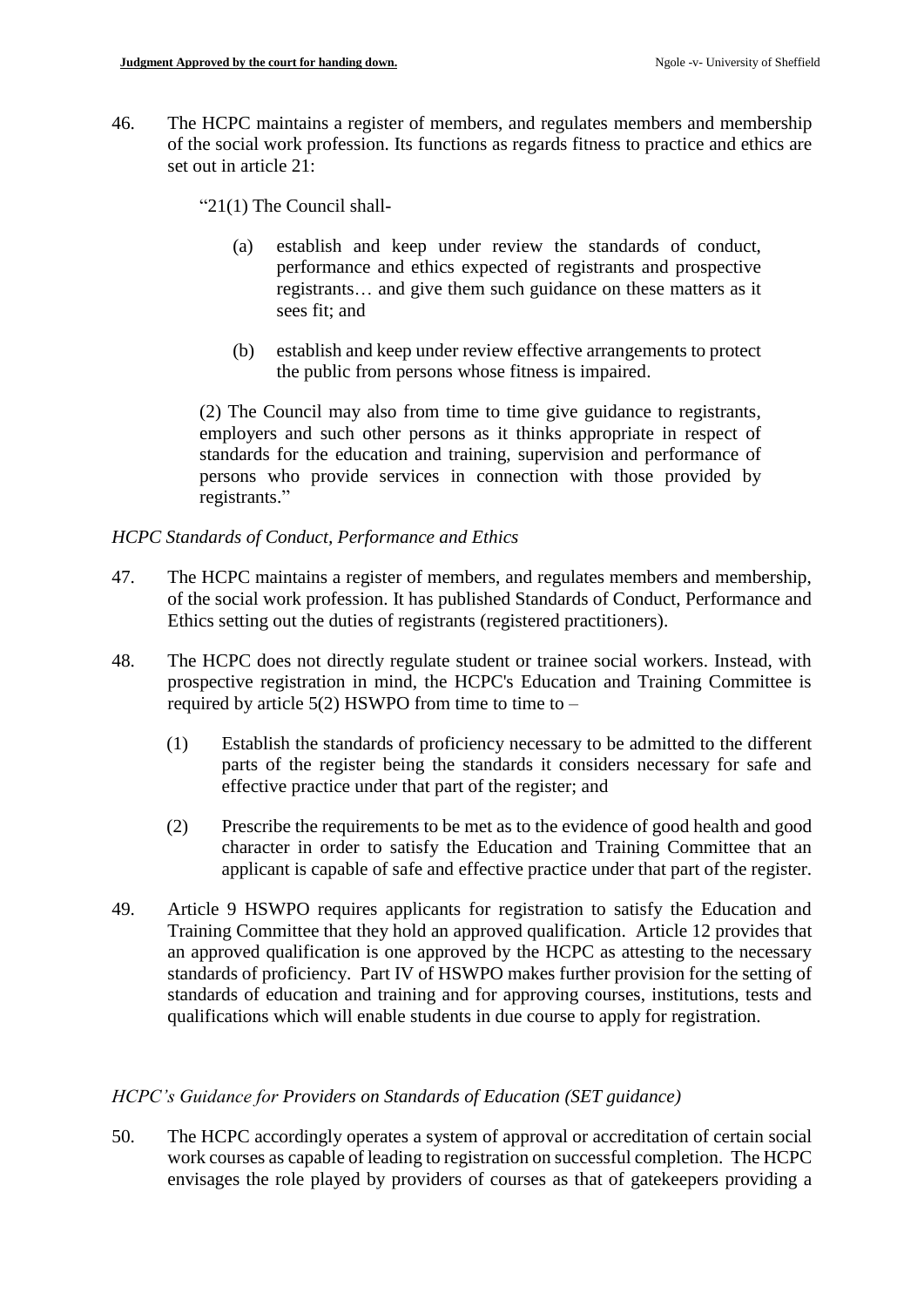46. The HCPC maintains a register of members, and regulates members and membership of the social work profession. Its functions as regards fitness to practice and ethics are set out in article 21:

> "21(1) The Council shall-
>
> (a) establish and keep under review the standards of conduct, performance and ethics expected of registrants and prospective registrants… and give them such guidance on these matters as it sees fit; and
>
> (b) establish and keep under review effective arrangements to protect the public from persons whose fitness is impaired.
>
> (2) The Council may also from time to time give guidance to registrants, employers and such other persons as it thinks appropriate in respect of standards for the education and training, supervision and performance of persons who provide services in connection with those provided by registrants."

*HCPC Standards of Conduct, Performance and Ethics*

47. The HCPC maintains a register of members, and regulates members and membership, of the social work profession. It has published Standards of Conduct, Performance and Ethics setting out the duties of registrants (registered practitioners).

48. The HCPC does not directly regulate student or trainee social workers. Instead, with prospective registration in mind, the HCPC's Education and Training Committee is required by article 5(2) HSWPO from time to time –

    (1) Establish the standards of proficiency necessary to be admitted to the different parts of the register being the standards it considers necessary for safe and effective practice under that part of the register; and

    (2) Prescribe the requirements to be met as to the evidence of good health and good character in order to satisfy the Education and Training Committee that an applicant is capable of safe and effective practice under that part of the register.

49. Article 9 HSWPO requires applicants for registration to satisfy the Education and Training Committee that they hold an approved qualification. Article 12 provides that an approved qualification is one approved by the HCPC as attesting to the necessary standards of proficiency. Part IV of HSWPO makes further provision for the setting of standards of education and training and for approving courses, institutions, tests and qualifications which will enable students in due course to apply for registration.

*HCPC's Guidance for Providers on Standards of Education (SET guidance)*

50. The HCPC accordingly operates a system of approval or accreditation of certain social work courses as capable of leading to registration on successful completion. The HCPC envisages the role played by providers of courses as that of gatekeepers providing a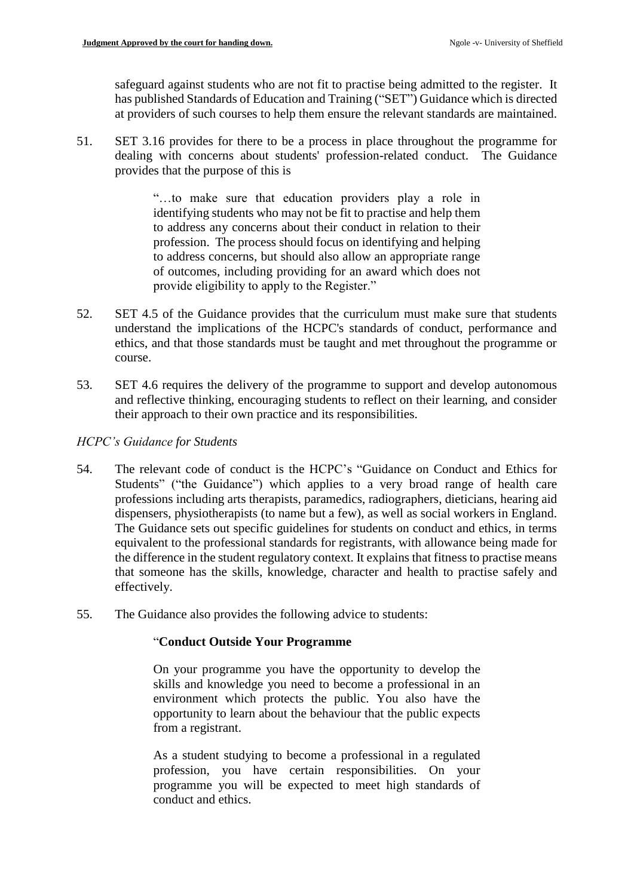safeguard against students who are not fit to practise being admitted to the register. It has published Standards of Education and Training ("SET") Guidance which is directed at providers of such courses to help them ensure the relevant standards are maintained.

51. SET 3.16 provides for there to be a process in place throughout the programme for dealing with concerns about students' profession-related conduct. The Guidance provides that the purpose of this is

> "…to make sure that education providers play a role in identifying students who may not be fit to practise and help them to address any concerns about their conduct in relation to their profession. The process should focus on identifying and helping to address concerns, but should also allow an appropriate range of outcomes, including providing for an award which does not provide eligibility to apply to the Register."

52. SET 4.5 of the Guidance provides that the curriculum must make sure that students understand the implications of the HCPC's standards of conduct, performance and ethics, and that those standards must be taught and met throughout the programme or course.

53. SET 4.6 requires the delivery of the programme to support and develop autonomous and reflective thinking, encouraging students to reflect on their learning, and consider their approach to their own practice and its responsibilities.

*HCPC's Guidance for Students*

54. The relevant code of conduct is the HCPC's "Guidance on Conduct and Ethics for Students" ("the Guidance") which applies to a very broad range of health care professions including arts therapists, paramedics, radiographers, dieticians, hearing aid dispensers, physiotherapists (to name but a few), as well as social workers in England. The Guidance sets out specific guidelines for students on conduct and ethics, in terms equivalent to the professional standards for registrants, with allowance being made for the difference in the student regulatory context. It explains that fitness to practise means that someone has the skills, knowledge, character and health to practise safely and effectively.

55. The Guidance also provides the following advice to students:

> "**Conduct Outside Your Programme**
>
> On your programme you have the opportunity to develop the skills and knowledge you need to become a professional in an environment which protects the public. You also have the opportunity to learn about the behaviour that the public expects from a registrant.
>
> As a student studying to become a professional in a regulated profession, you have certain responsibilities. On your programme you will be expected to meet high standards of conduct and ethics.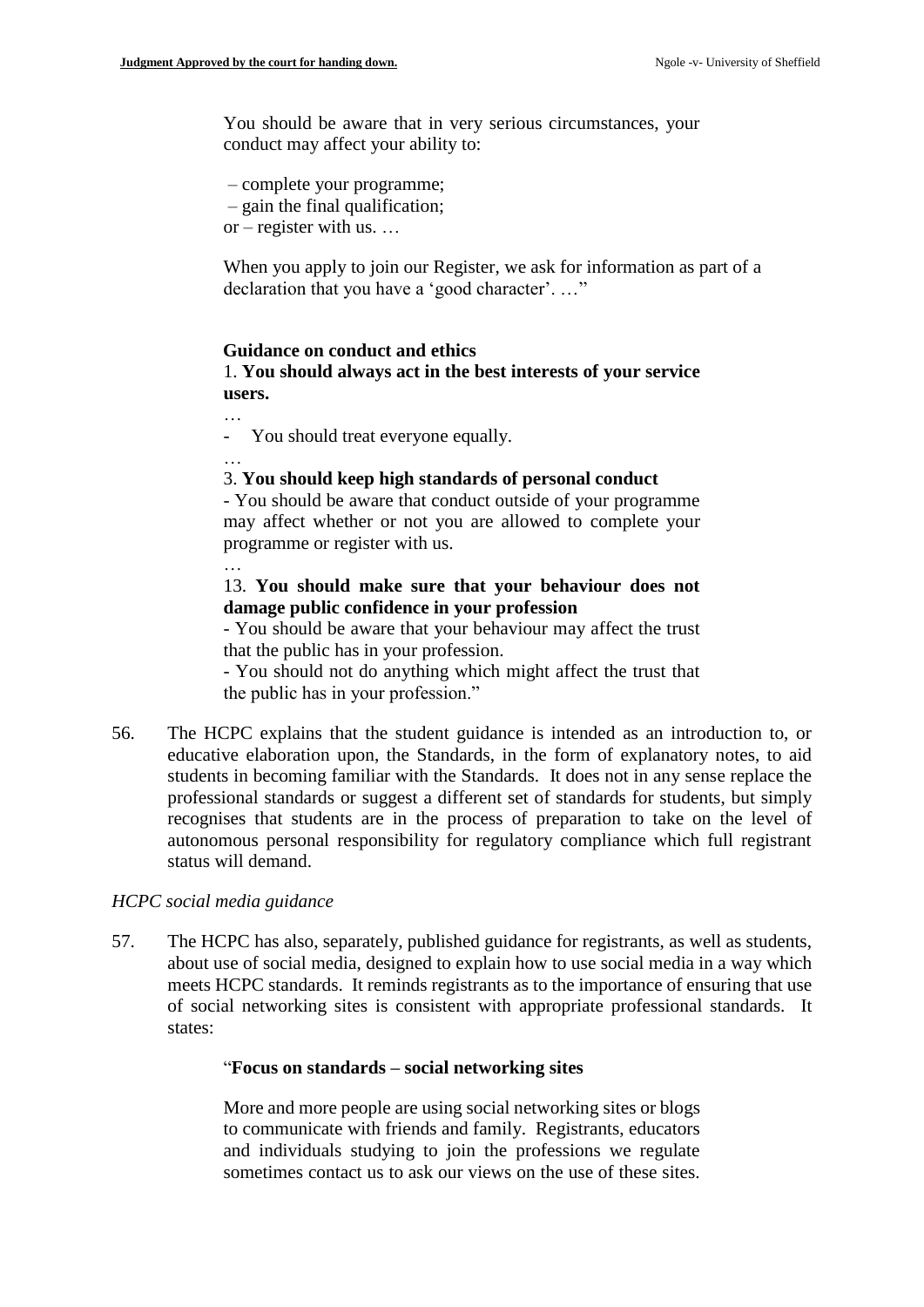> You should be aware that in very serious circumstances, your conduct may affect your ability to:
>
> – complete your programme;
> – gain the final qualification;
> or – register with us. …
>
> When you apply to join our Register, we ask for information as part of a declaration that you have a 'good character'. …"
>
> **Guidance on conduct and ethics**
>
> 1. **You should always act in the best interests of your service users.**
>
> …
>
> - You should treat everyone equally.
>
> …
>
> 3. **You should keep high standards of personal conduct**
>
> - You should be aware that conduct outside of your programme may affect whether or not you are allowed to complete your programme or register with us.
>
> …
>
> 13. **You should make sure that your behaviour does not damage public confidence in your profession**
>
> - You should be aware that your behaviour may affect the trust that the public has in your profession.
> - You should not do anything which might affect the trust that the public has in your profession."

56. The HCPC explains that the student guidance is intended as an introduction to, or educative elaboration upon, the Standards, in the form of explanatory notes, to aid students in becoming familiar with the Standards. It does not in any sense replace the professional standards or suggest a different set of standards for students, but simply recognises that students are in the process of preparation to take on the level of autonomous personal responsibility for regulatory compliance which full registrant status will demand.

*HCPC social media guidance*

57. The HCPC has also, separately, published guidance for registrants, as well as students, about use of social media, designed to explain how to use social media in a way which meets HCPC standards. It reminds registrants as to the importance of ensuring that use of social networking sites is consistent with appropriate professional standards. It states:

> "**Focus on standards – social networking sites**
>
> More and more people are using social networking sites or blogs to communicate with friends and family. Registrants, educators and individuals studying to join the professions we regulate sometimes contact us to ask our views on the use of these sites.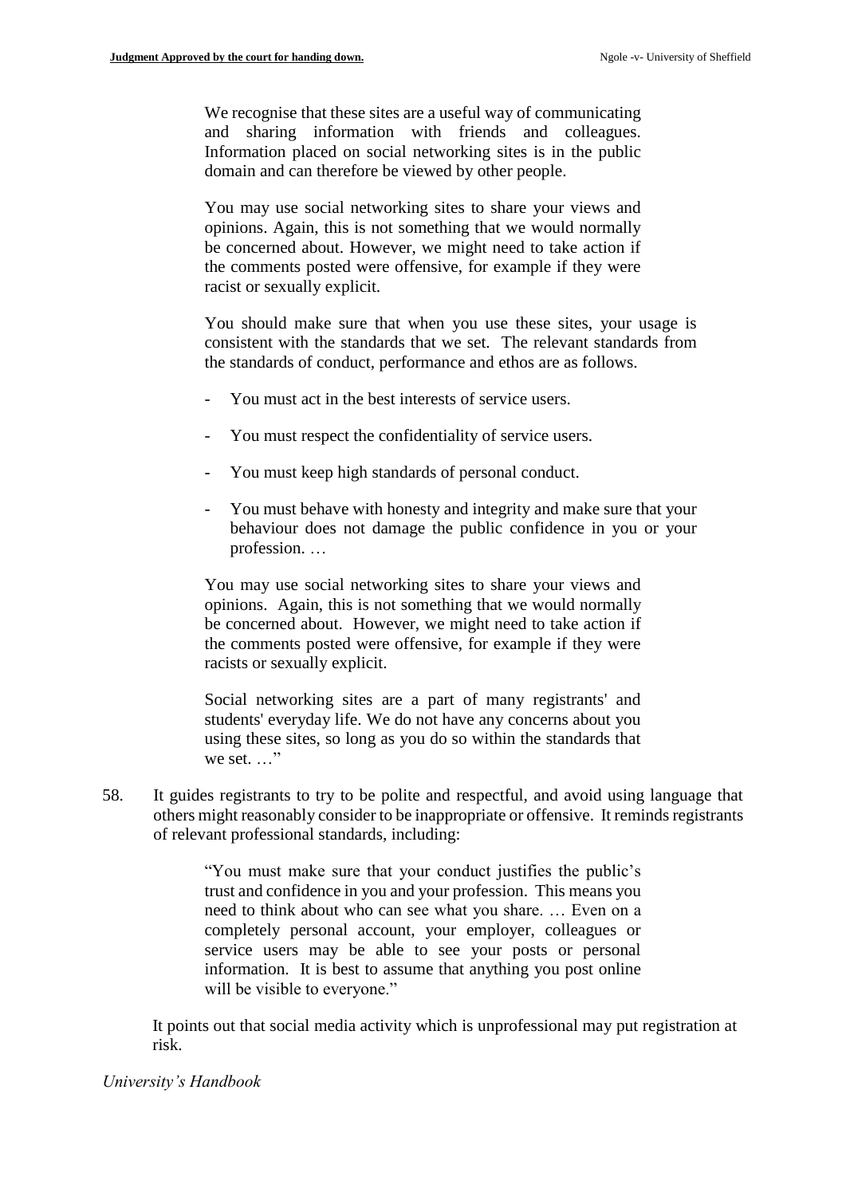> We recognise that these sites are a useful way of communicating and sharing information with friends and colleagues. Information placed on social networking sites is in the public domain and can therefore be viewed by other people.
>
> You may use social networking sites to share your views and opinions. Again, this is not something that we would normally be concerned about. However, we might need to take action if the comments posted were offensive, for example if they were racist or sexually explicit.
>
> You should make sure that when you use these sites, your usage is consistent with the standards that we set. The relevant standards from the standards of conduct, performance and ethos are as follows.
>
> - You must act in the best interests of service users.
> - You must respect the confidentiality of service users.
> - You must keep high standards of personal conduct.
> - You must behave with honesty and integrity and make sure that your behaviour does not damage the public confidence in you or your profession. …
>
> You may use social networking sites to share your views and opinions. Again, this is not something that we would normally be concerned about. However, we might need to take action if the comments posted were offensive, for example if they were racists or sexually explicit.
>
> Social networking sites are a part of many registrants' and students' everyday life. We do not have any concerns about you using these sites, so long as you do so within the standards that we set. …"

58. It guides registrants to try to be polite and respectful, and avoid using language that others might reasonably consider to be inappropriate or offensive. It reminds registrants of relevant professional standards, including:

> "You must make sure that your conduct justifies the public's trust and confidence in you and your profession. This means you need to think about who can see what you share. … Even on a completely personal account, your employer, colleagues or service users may be able to see your posts or personal information. It is best to assume that anything you post online will be visible to everyone."

It points out that social media activity which is unprofessional may put registration at risk.

*University's Handbook*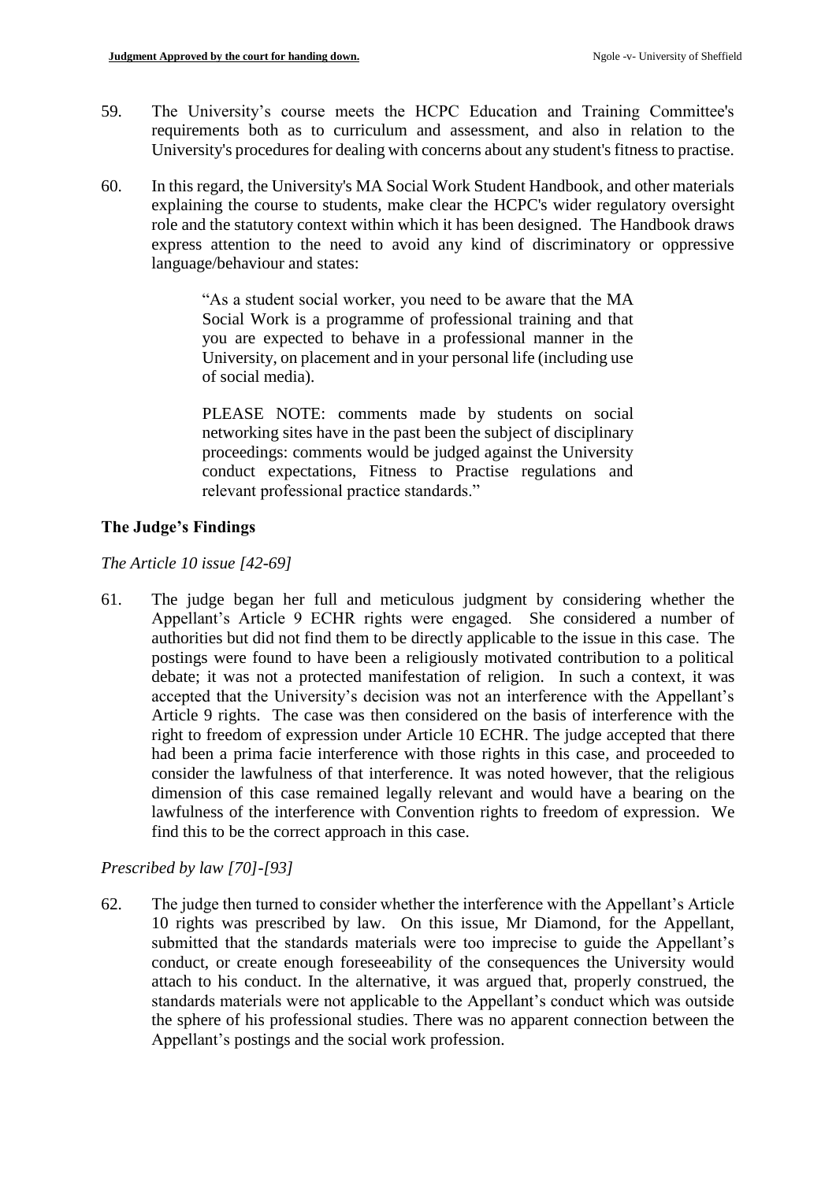59. The University's course meets the HCPC Education and Training Committee's requirements both as to curriculum and assessment, and also in relation to the University's procedures for dealing with concerns about any student's fitness to practise.

60. In this regard, the University's MA Social Work Student Handbook, and other materials explaining the course to students, make clear the HCPC's wider regulatory oversight role and the statutory context within which it has been designed. The Handbook draws express attention to the need to avoid any kind of discriminatory or oppressive language/behaviour and states:

> "As a student social worker, you need to be aware that the MA Social Work is a programme of professional training and that you are expected to behave in a professional manner in the University, on placement and in your personal life (including use of social media).
>
> PLEASE NOTE: comments made by students on social networking sites have in the past been the subject of disciplinary proceedings: comments would be judged against the University conduct expectations, Fitness to Practise regulations and relevant professional practice standards."

### The Judge's Findings

*The Article 10 issue [42-69]*

61. The judge began her full and meticulous judgment by considering whether the Appellant's Article 9 ECHR rights were engaged. She considered a number of authorities but did not find them to be directly applicable to the issue in this case. The postings were found to have been a religiously motivated contribution to a political debate; it was not a protected manifestation of religion. In such a context, it was accepted that the University's decision was not an interference with the Appellant's Article 9 rights. The case was then considered on the basis of interference with the right to freedom of expression under Article 10 ECHR. The judge accepted that there had been a prima facie interference with those rights in this case, and proceeded to consider the lawfulness of that interference. It was noted however, that the religious dimension of this case remained legally relevant and would have a bearing on the lawfulness of the interference with Convention rights to freedom of expression. We find this to be the correct approach in this case.

*Prescribed by law [70]-[93]*

62. The judge then turned to consider whether the interference with the Appellant's Article 10 rights was prescribed by law. On this issue, Mr Diamond, for the Appellant, submitted that the standards materials were too imprecise to guide the Appellant's conduct, or create enough foreseeability of the consequences the University would attach to his conduct. In the alternative, it was argued that, properly construed, the standards materials were not applicable to the Appellant's conduct which was outside the sphere of his professional studies. There was no apparent connection between the Appellant's postings and the social work profession.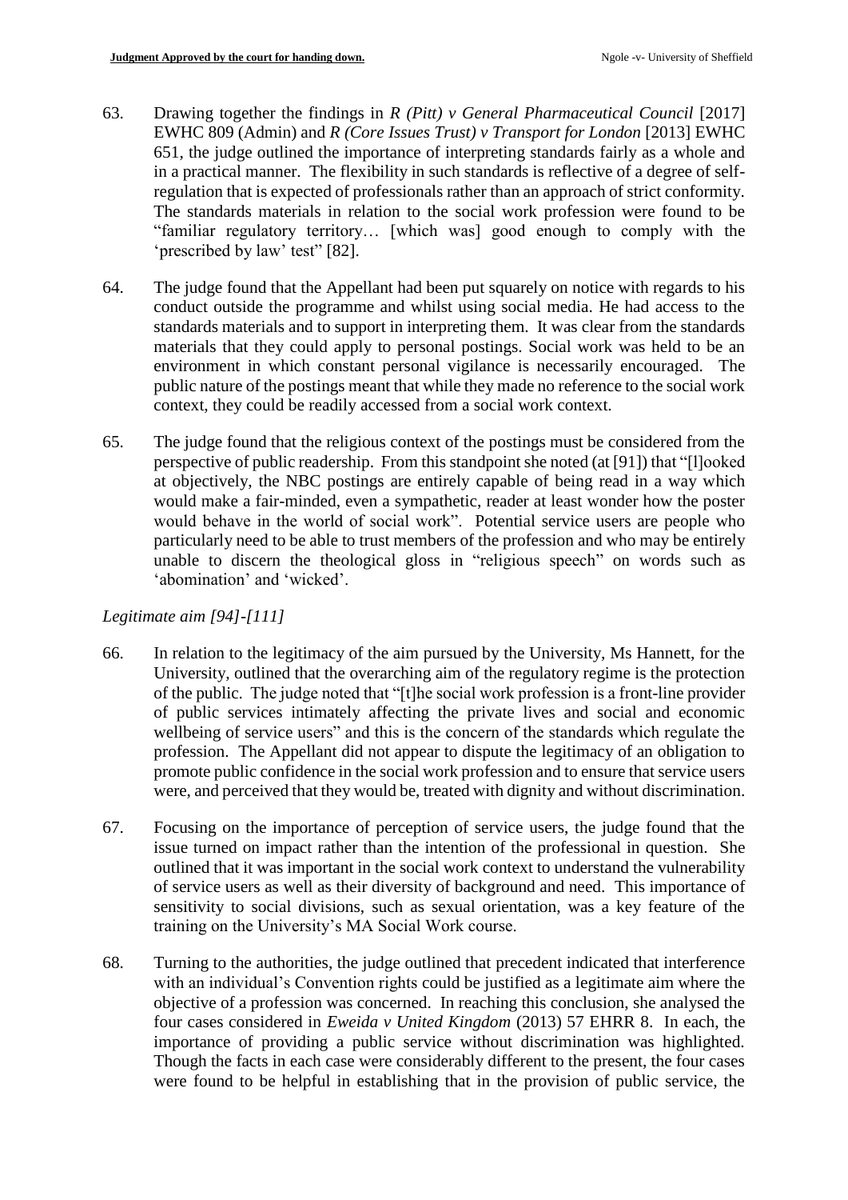63. Drawing together the findings in *R (Pitt) v General Pharmaceutical Council* [2017] EWHC 809 (Admin) and *R (Core Issues Trust) v Transport for London* [2013] EWHC 651, the judge outlined the importance of interpreting standards fairly as a whole and in a practical manner. The flexibility in such standards is reflective of a degree of self-regulation that is expected of professionals rather than an approach of strict conformity. The standards materials in relation to the social work profession were found to be "familiar regulatory territory… [which was] good enough to comply with the 'prescribed by law' test" [82].

64. The judge found that the Appellant had been put squarely on notice with regards to his conduct outside the programme and whilst using social media. He had access to the standards materials and to support in interpreting them. It was clear from the standards materials that they could apply to personal postings. Social work was held to be an environment in which constant personal vigilance is necessarily encouraged. The public nature of the postings meant that while they made no reference to the social work context, they could be readily accessed from a social work context.

65. The judge found that the religious context of the postings must be considered from the perspective of public readership. From this standpoint she noted (at [91]) that "[l]ooked at objectively, the NBC postings are entirely capable of being read in a way which would make a fair-minded, even a sympathetic, reader at least wonder how the poster would behave in the world of social work". Potential service users are people who particularly need to be able to trust members of the profession and who may be entirely unable to discern the theological gloss in "religious speech" on words such as 'abomination' and 'wicked'.

*Legitimate aim [94]-[111]*

66. In relation to the legitimacy of the aim pursued by the University, Ms Hannett, for the University, outlined that the overarching aim of the regulatory regime is the protection of the public. The judge noted that "[t]he social work profession is a front-line provider of public services intimately affecting the private lives and social and economic wellbeing of service users" and this is the concern of the standards which regulate the profession. The Appellant did not appear to dispute the legitimacy of an obligation to promote public confidence in the social work profession and to ensure that service users were, and perceived that they would be, treated with dignity and without discrimination.

67. Focusing on the importance of perception of service users, the judge found that the issue turned on impact rather than the intention of the professional in question. She outlined that it was important in the social work context to understand the vulnerability of service users as well as their diversity of background and need. This importance of sensitivity to social divisions, such as sexual orientation, was a key feature of the training on the University's MA Social Work course.

68. Turning to the authorities, the judge outlined that precedent indicated that interference with an individual's Convention rights could be justified as a legitimate aim where the objective of a profession was concerned. In reaching this conclusion, she analysed the four cases considered in *Eweida v United Kingdom* (2013) 57 EHRR 8. In each, the importance of providing a public service without discrimination was highlighted. Though the facts in each case were considerably different to the present, the four cases were found to be helpful in establishing that in the provision of public service, the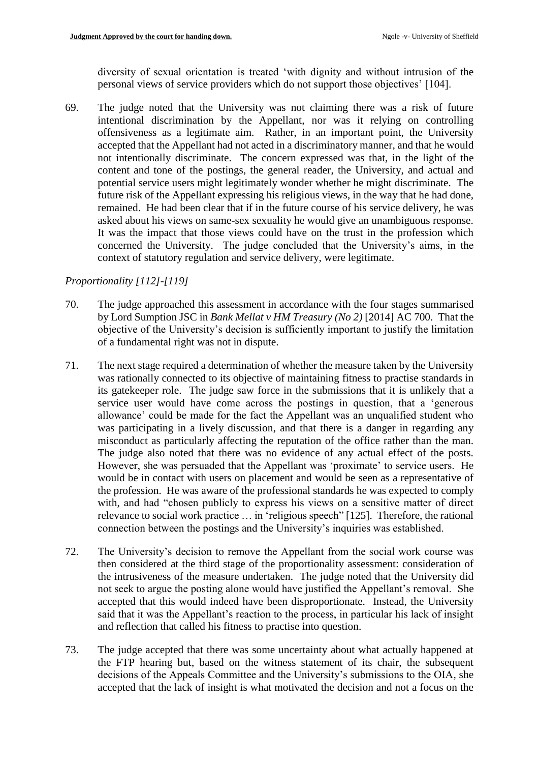diversity of sexual orientation is treated 'with dignity and without intrusion of the personal views of service providers which do not support those objectives' [104].

69. The judge noted that the University was not claiming there was a risk of future intentional discrimination by the Appellant, nor was it relying on controlling offensiveness as a legitimate aim. Rather, in an important point, the University accepted that the Appellant had not acted in a discriminatory manner, and that he would not intentionally discriminate. The concern expressed was that, in the light of the content and tone of the postings, the general reader, the University, and actual and potential service users might legitimately wonder whether he might discriminate. The future risk of the Appellant expressing his religious views, in the way that he had done, remained. He had been clear that if in the future course of his service delivery, he was asked about his views on same-sex sexuality he would give an unambiguous response. It was the impact that those views could have on the trust in the profession which concerned the University. The judge concluded that the University's aims, in the context of statutory regulation and service delivery, were legitimate.

*Proportionality [112]-[119]*

70. The judge approached this assessment in accordance with the four stages summarised by Lord Sumption JSC in *Bank Mellat v HM Treasury (No 2)* [2014] AC 700. That the objective of the University's decision is sufficiently important to justify the limitation of a fundamental right was not in dispute.

71. The next stage required a determination of whether the measure taken by the University was rationally connected to its objective of maintaining fitness to practise standards in its gatekeeper role. The judge saw force in the submissions that it is unlikely that a service user would have come across the postings in question, that a 'generous allowance' could be made for the fact the Appellant was an unqualified student who was participating in a lively discussion, and that there is a danger in regarding any misconduct as particularly affecting the reputation of the office rather than the man. The judge also noted that there was no evidence of any actual effect of the posts. However, she was persuaded that the Appellant was 'proximate' to service users. He would be in contact with users on placement and would be seen as a representative of the profession. He was aware of the professional standards he was expected to comply with, and had "chosen publicly to express his views on a sensitive matter of direct relevance to social work practice … in 'religious speech" [125]. Therefore, the rational connection between the postings and the University's inquiries was established.

72. The University's decision to remove the Appellant from the social work course was then considered at the third stage of the proportionality assessment: consideration of the intrusiveness of the measure undertaken. The judge noted that the University did not seek to argue the posting alone would have justified the Appellant's removal. She accepted that this would indeed have been disproportionate. Instead, the University said that it was the Appellant's reaction to the process, in particular his lack of insight and reflection that called his fitness to practise into question.

73. The judge accepted that there was some uncertainty about what actually happened at the FTP hearing but, based on the witness statement of its chair, the subsequent decisions of the Appeals Committee and the University's submissions to the OIA, she accepted that the lack of insight is what motivated the decision and not a focus on the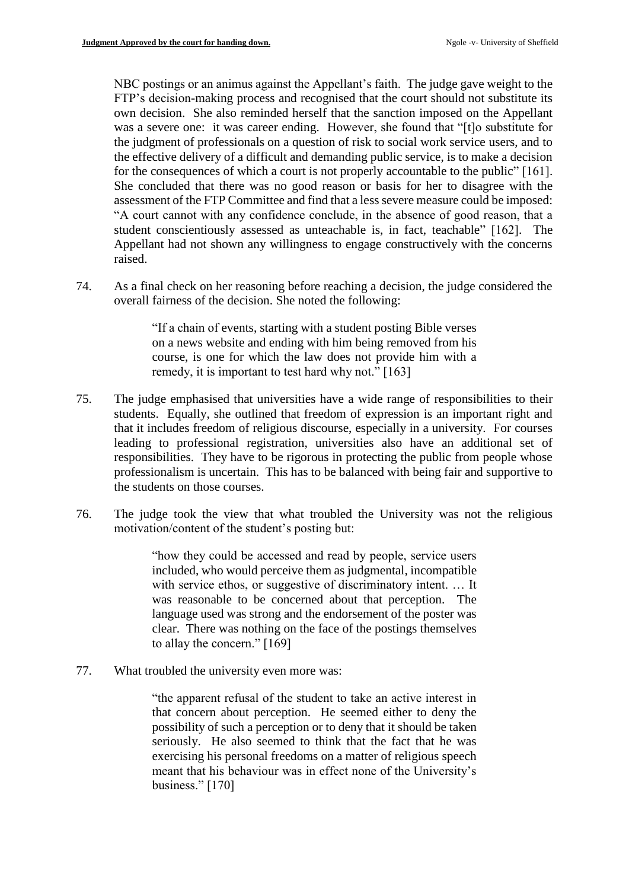NBC postings or an animus against the Appellant's faith. The judge gave weight to the FTP's decision-making process and recognised that the court should not substitute its own decision. She also reminded herself that the sanction imposed on the Appellant was a severe one: it was career ending. However, she found that "[t]o substitute for the judgment of professionals on a question of risk to social work service users, and to the effective delivery of a difficult and demanding public service, is to make a decision for the consequences of which a court is not properly accountable to the public" [161]. She concluded that there was no good reason or basis for her to disagree with the assessment of the FTP Committee and find that a less severe measure could be imposed: "A court cannot with any confidence conclude, in the absence of good reason, that a student conscientiously assessed as unteachable is, in fact, teachable" [162]. The Appellant had not shown any willingness to engage constructively with the concerns raised.

74. As a final check on her reasoning before reaching a decision, the judge considered the overall fairness of the decision. She noted the following:

> "If a chain of events, starting with a student posting Bible verses on a news website and ending with him being removed from his course, is one for which the law does not provide him with a remedy, it is important to test hard why not." [163]

75. The judge emphasised that universities have a wide range of responsibilities to their students. Equally, she outlined that freedom of expression is an important right and that it includes freedom of religious discourse, especially in a university. For courses leading to professional registration, universities also have an additional set of responsibilities. They have to be rigorous in protecting the public from people whose professionalism is uncertain. This has to be balanced with being fair and supportive to the students on those courses.

76. The judge took the view that what troubled the University was not the religious motivation/content of the student's posting but:

> "how they could be accessed and read by people, service users included, who would perceive them as judgmental, incompatible with service ethos, or suggestive of discriminatory intent. … It was reasonable to be concerned about that perception. The language used was strong and the endorsement of the poster was clear. There was nothing on the face of the postings themselves to allay the concern." [169]

77. What troubled the university even more was:

> "the apparent refusal of the student to take an active interest in that concern about perception. He seemed either to deny the possibility of such a perception or to deny that it should be taken seriously. He also seemed to think that the fact that he was exercising his personal freedoms on a matter of religious speech meant that his behaviour was in effect none of the University's business." [170]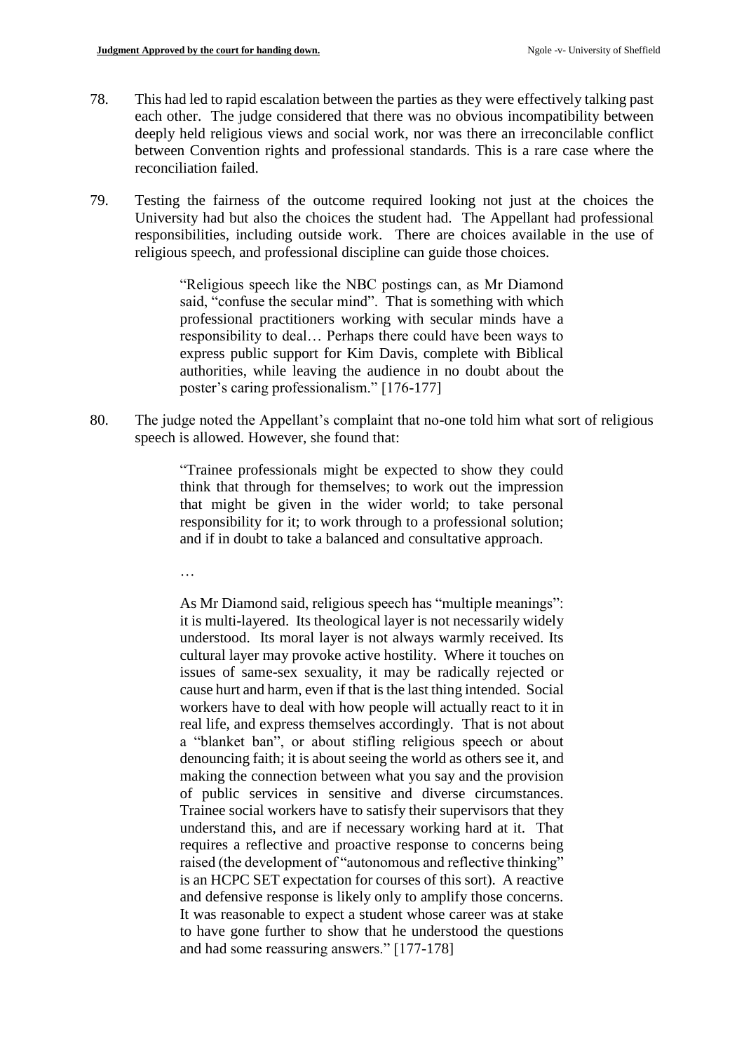78. This had led to rapid escalation between the parties as they were effectively talking past each other. The judge considered that there was no obvious incompatibility between deeply held religious views and social work, nor was there an irreconcilable conflict between Convention rights and professional standards. This is a rare case where the reconciliation failed.

79. Testing the fairness of the outcome required looking not just at the choices the University had but also the choices the student had. The Appellant had professional responsibilities, including outside work. There are choices available in the use of religious speech, and professional discipline can guide those choices.

> "Religious speech like the NBC postings can, as Mr Diamond said, "confuse the secular mind". That is something with which professional practitioners working with secular minds have a responsibility to deal… Perhaps there could have been ways to express public support for Kim Davis, complete with Biblical authorities, while leaving the audience in no doubt about the poster's caring professionalism." [176-177]

80. The judge noted the Appellant's complaint that no-one told him what sort of religious speech is allowed. However, she found that:

> "Trainee professionals might be expected to show they could think that through for themselves; to work out the impression that might be given in the wider world; to take personal responsibility for it; to work through to a professional solution; and if in doubt to take a balanced and consultative approach.
>
> …
>
> As Mr Diamond said, religious speech has "multiple meanings": it is multi-layered. Its theological layer is not necessarily widely understood. Its moral layer is not always warmly received. Its cultural layer may provoke active hostility. Where it touches on issues of same-sex sexuality, it may be radically rejected or cause hurt and harm, even if that is the last thing intended. Social workers have to deal with how people will actually react to it in real life, and express themselves accordingly. That is not about a "blanket ban", or about stifling religious speech or about denouncing faith; it is about seeing the world as others see it, and making the connection between what you say and the provision of public services in sensitive and diverse circumstances. Trainee social workers have to satisfy their supervisors that they understand this, and are if necessary working hard at it. That requires a reflective and proactive response to concerns being raised (the development of "autonomous and reflective thinking" is an HCPC SET expectation for courses of this sort). A reactive and defensive response is likely only to amplify those concerns. It was reasonable to expect a student whose career was at stake to have gone further to show that he understood the questions and had some reassuring answers." [177-178]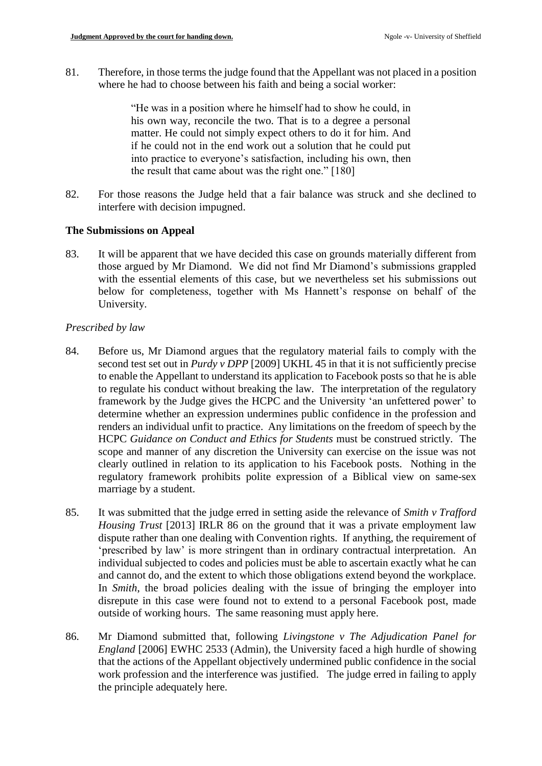81. Therefore, in those terms the judge found that the Appellant was not placed in a position where he had to choose between his faith and being a social worker:

> "He was in a position where he himself had to show he could, in his own way, reconcile the two. That is to a degree a personal matter. He could not simply expect others to do it for him. And if he could not in the end work out a solution that he could put into practice to everyone's satisfaction, including his own, then the result that came about was the right one." [180]

82. For those reasons the Judge held that a fair balance was struck and she declined to interfere with decision impugned.

## The Submissions on Appeal

83. It will be apparent that we have decided this case on grounds materially different from those argued by Mr Diamond. We did not find Mr Diamond's submissions grappled with the essential elements of this case, but we nevertheless set his submissions out below for completeness, together with Ms Hannett's response on behalf of the University.

### *Prescribed by law*

84. Before us, Mr Diamond argues that the regulatory material fails to comply with the second test set out in *Purdy v DPP* [2009] UKHL 45 in that it is not sufficiently precise to enable the Appellant to understand its application to Facebook posts so that he is able to regulate his conduct without breaking the law. The interpretation of the regulatory framework by the Judge gives the HCPC and the University 'an unfettered power' to determine whether an expression undermines public confidence in the profession and renders an individual unfit to practice. Any limitations on the freedom of speech by the HCPC *Guidance on Conduct and Ethics for Students* must be construed strictly. The scope and manner of any discretion the University can exercise on the issue was not clearly outlined in relation to its application to his Facebook posts. Nothing in the regulatory framework prohibits polite expression of a Biblical view on same-sex marriage by a student.

85. It was submitted that the judge erred in setting aside the relevance of *Smith v Trafford Housing Trust* [2013] IRLR 86 on the ground that it was a private employment law dispute rather than one dealing with Convention rights. If anything, the requirement of 'prescribed by law' is more stringent than in ordinary contractual interpretation. An individual subjected to codes and policies must be able to ascertain exactly what he can and cannot do, and the extent to which those obligations extend beyond the workplace. In *Smith*, the broad policies dealing with the issue of bringing the employer into disrepute in this case were found not to extend to a personal Facebook post, made outside of working hours. The same reasoning must apply here.

86. Mr Diamond submitted that, following *Livingstone v The Adjudication Panel for England* [2006] EWHC 2533 (Admin), the University faced a high hurdle of showing that the actions of the Appellant objectively undermined public confidence in the social work profession and the interference was justified. The judge erred in failing to apply the principle adequately here.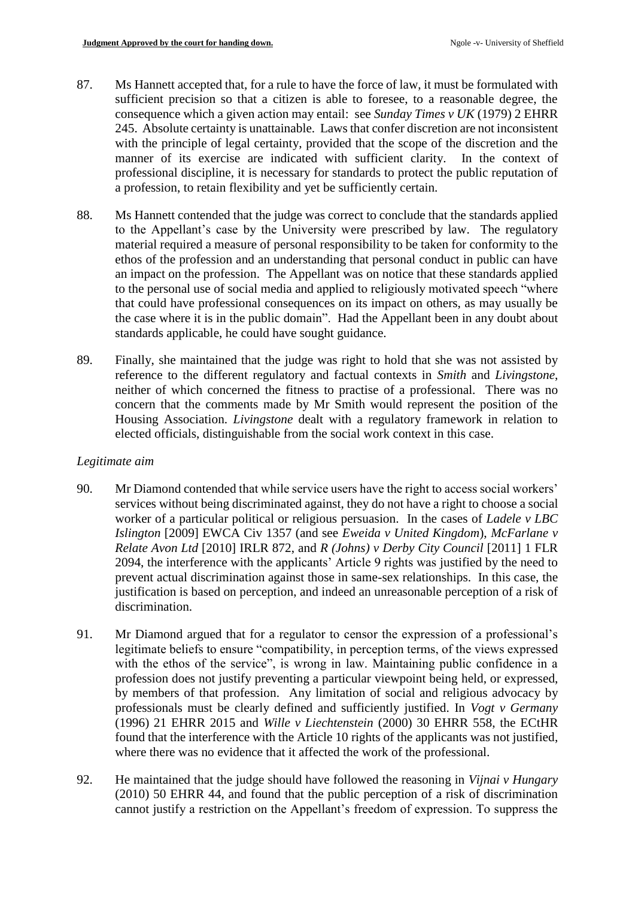87. Ms Hannett accepted that, for a rule to have the force of law, it must be formulated with sufficient precision so that a citizen is able to foresee, to a reasonable degree, the consequence which a given action may entail: see *Sunday Times v UK* (1979) 2 EHRR 245. Absolute certainty is unattainable. Laws that confer discretion are not inconsistent with the principle of legal certainty, provided that the scope of the discretion and the manner of its exercise are indicated with sufficient clarity. In the context of professional discipline, it is necessary for standards to protect the public reputation of a profession, to retain flexibility and yet be sufficiently certain.

88. Ms Hannett contended that the judge was correct to conclude that the standards applied to the Appellant's case by the University were prescribed by law. The regulatory material required a measure of personal responsibility to be taken for conformity to the ethos of the profession and an understanding that personal conduct in public can have an impact on the profession. The Appellant was on notice that these standards applied to the personal use of social media and applied to religiously motivated speech "where that could have professional consequences on its impact on others, as may usually be the case where it is in the public domain". Had the Appellant been in any doubt about standards applicable, he could have sought guidance.

89. Finally, she maintained that the judge was right to hold that she was not assisted by reference to the different regulatory and factual contexts in *Smith* and *Livingstone*, neither of which concerned the fitness to practise of a professional. There was no concern that the comments made by Mr Smith would represent the position of the Housing Association. *Livingstone* dealt with a regulatory framework in relation to elected officials, distinguishable from the social work context in this case.

*Legitimate aim*

90. Mr Diamond contended that while service users have the right to access social workers' services without being discriminated against, they do not have a right to choose a social worker of a particular political or religious persuasion. In the cases of *Ladele v LBC Islington* [2009] EWCA Civ 1357 (and see *Eweida v United Kingdom*), *McFarlane v Relate Avon Ltd* [2010] IRLR 872, and *R (Johns) v Derby City Council* [2011] 1 FLR 2094, the interference with the applicants' Article 9 rights was justified by the need to prevent actual discrimination against those in same-sex relationships. In this case, the justification is based on perception, and indeed an unreasonable perception of a risk of discrimination.

91. Mr Diamond argued that for a regulator to censor the expression of a professional's legitimate beliefs to ensure "compatibility, in perception terms, of the views expressed with the ethos of the service", is wrong in law. Maintaining public confidence in a profession does not justify preventing a particular viewpoint being held, or expressed, by members of that profession. Any limitation of social and religious advocacy by professionals must be clearly defined and sufficiently justified. In *Vogt v Germany* (1996) 21 EHRR 2015 and *Wille v Liechtenstein* (2000) 30 EHRR 558, the ECtHR found that the interference with the Article 10 rights of the applicants was not justified, where there was no evidence that it affected the work of the professional.

92. He maintained that the judge should have followed the reasoning in *Vijnai v Hungary* (2010) 50 EHRR 44, and found that the public perception of a risk of discrimination cannot justify a restriction on the Appellant's freedom of expression. To suppress the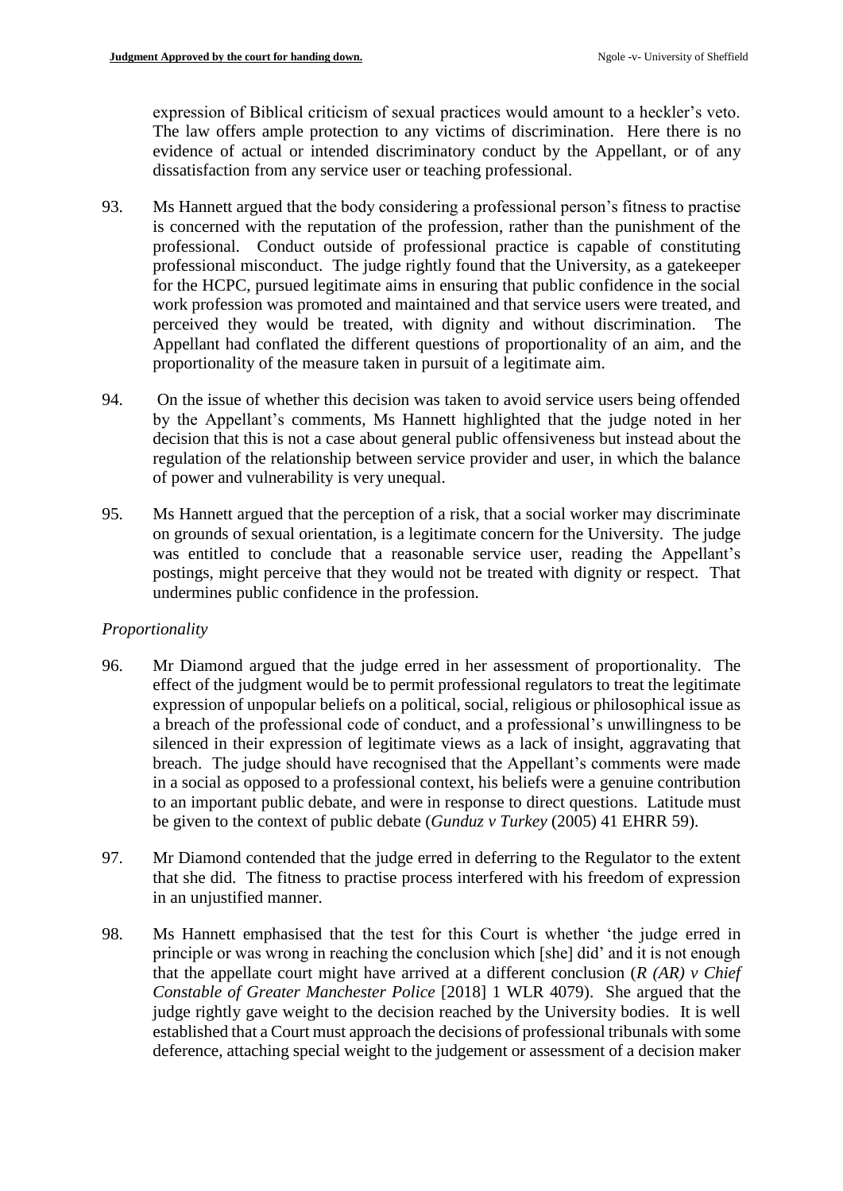expression of Biblical criticism of sexual practices would amount to a heckler's veto. The law offers ample protection to any victims of discrimination. Here there is no evidence of actual or intended discriminatory conduct by the Appellant, or of any dissatisfaction from any service user or teaching professional.

93. Ms Hannett argued that the body considering a professional person's fitness to practise is concerned with the reputation of the profession, rather than the punishment of the professional. Conduct outside of professional practice is capable of constituting professional misconduct. The judge rightly found that the University, as a gatekeeper for the HCPC, pursued legitimate aims in ensuring that public confidence in the social work profession was promoted and maintained and that service users were treated, and perceived they would be treated, with dignity and without discrimination. The Appellant had conflated the different questions of proportionality of an aim, and the proportionality of the measure taken in pursuit of a legitimate aim.

94. On the issue of whether this decision was taken to avoid service users being offended by the Appellant's comments, Ms Hannett highlighted that the judge noted in her decision that this is not a case about general public offensiveness but instead about the regulation of the relationship between service provider and user, in which the balance of power and vulnerability is very unequal.

95. Ms Hannett argued that the perception of a risk, that a social worker may discriminate on grounds of sexual orientation, is a legitimate concern for the University. The judge was entitled to conclude that a reasonable service user, reading the Appellant's postings, might perceive that they would not be treated with dignity or respect. That undermines public confidence in the profession.

*Proportionality*

96. Mr Diamond argued that the judge erred in her assessment of proportionality. The effect of the judgment would be to permit professional regulators to treat the legitimate expression of unpopular beliefs on a political, social, religious or philosophical issue as a breach of the professional code of conduct, and a professional's unwillingness to be silenced in their expression of legitimate views as a lack of insight, aggravating that breach. The judge should have recognised that the Appellant's comments were made in a social as opposed to a professional context, his beliefs were a genuine contribution to an important public debate, and were in response to direct questions. Latitude must be given to the context of public debate (*Gunduz v Turkey* (2005) 41 EHRR 59).

97. Mr Diamond contended that the judge erred in deferring to the Regulator to the extent that she did. The fitness to practise process interfered with his freedom of expression in an unjustified manner.

98. Ms Hannett emphasised that the test for this Court is whether 'the judge erred in principle or was wrong in reaching the conclusion which [she] did' and it is not enough that the appellate court might have arrived at a different conclusion (*R (AR) v Chief Constable of Greater Manchester Police* [2018] 1 WLR 4079). She argued that the judge rightly gave weight to the decision reached by the University bodies. It is well established that a Court must approach the decisions of professional tribunals with some deference, attaching special weight to the judgement or assessment of a decision maker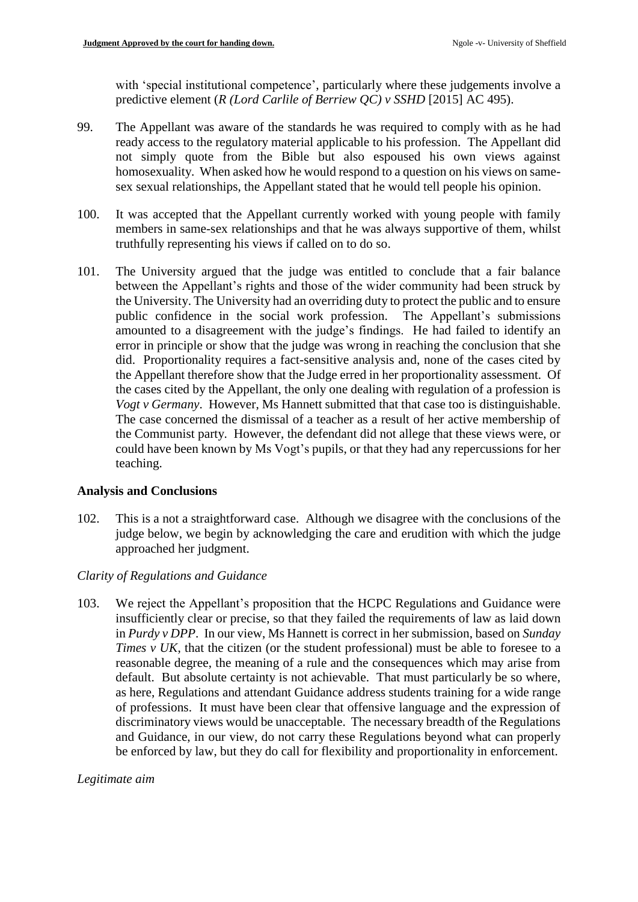with 'special institutional competence', particularly where these judgements involve a predictive element (*R (Lord Carlile of Berriew QC) v SSHD* [2015] AC 495).

99. The Appellant was aware of the standards he was required to comply with as he had ready access to the regulatory material applicable to his profession. The Appellant did not simply quote from the Bible but also espoused his own views against homosexuality. When asked how he would respond to a question on his views on same-sex sexual relationships, the Appellant stated that he would tell people his opinion.

100. It was accepted that the Appellant currently worked with young people with family members in same-sex relationships and that he was always supportive of them, whilst truthfully representing his views if called on to do so.

101. The University argued that the judge was entitled to conclude that a fair balance between the Appellant's rights and those of the wider community had been struck by the University. The University had an overriding duty to protect the public and to ensure public confidence in the social work profession. The Appellant's submissions amounted to a disagreement with the judge's findings. He had failed to identify an error in principle or show that the judge was wrong in reaching the conclusion that she did. Proportionality requires a fact-sensitive analysis and, none of the cases cited by the Appellant therefore show that the Judge erred in her proportionality assessment. Of the cases cited by the Appellant, the only one dealing with regulation of a profession is *Vogt v Germany*. However, Ms Hannett submitted that that case too is distinguishable. The case concerned the dismissal of a teacher as a result of her active membership of the Communist party. However, the defendant did not allege that these views were, or could have been known by Ms Vogt's pupils, or that they had any repercussions for her teaching.

**Analysis and Conclusions**

102. This is a not a straightforward case. Although we disagree with the conclusions of the judge below, we begin by acknowledging the care and erudition with which the judge approached her judgment.

*Clarity of Regulations and Guidance*

103. We reject the Appellant's proposition that the HCPC Regulations and Guidance were insufficiently clear or precise, so that they failed the requirements of law as laid down in *Purdy v DPP*. In our view, Ms Hannett is correct in her submission, based on *Sunday Times v UK*, that the citizen (or the student professional) must be able to foresee to a reasonable degree, the meaning of a rule and the consequences which may arise from default. But absolute certainty is not achievable. That must particularly be so where, as here, Regulations and attendant Guidance address students training for a wide range of professions. It must have been clear that offensive language and the expression of discriminatory views would be unacceptable. The necessary breadth of the Regulations and Guidance, in our view, do not carry these Regulations beyond what can properly be enforced by law, but they do call for flexibility and proportionality in enforcement.

*Legitimate aim*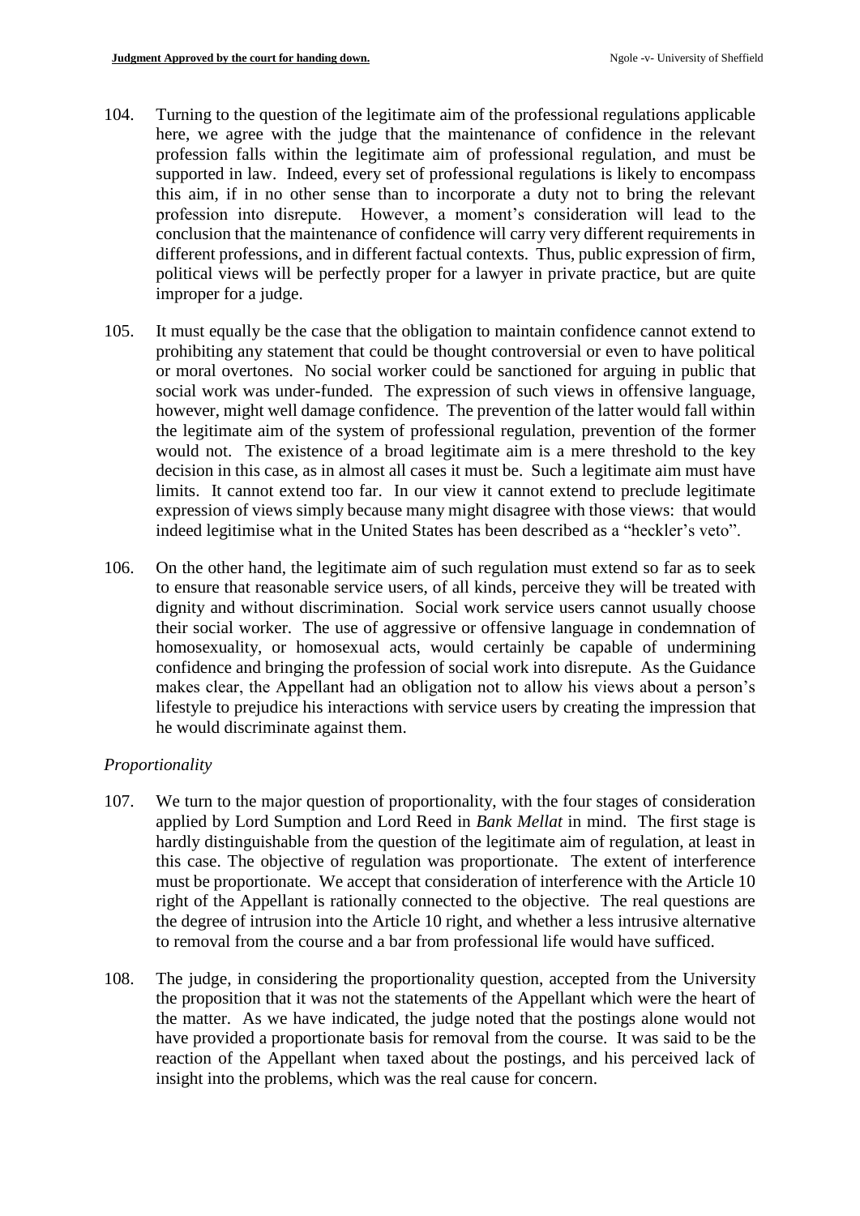104. Turning to the question of the legitimate aim of the professional regulations applicable here, we agree with the judge that the maintenance of confidence in the relevant profession falls within the legitimate aim of professional regulation, and must be supported in law. Indeed, every set of professional regulations is likely to encompass this aim, if in no other sense than to incorporate a duty not to bring the relevant profession into disrepute. However, a moment's consideration will lead to the conclusion that the maintenance of confidence will carry very different requirements in different professions, and in different factual contexts. Thus, public expression of firm, political views will be perfectly proper for a lawyer in private practice, but are quite improper for a judge.

105. It must equally be the case that the obligation to maintain confidence cannot extend to prohibiting any statement that could be thought controversial or even to have political or moral overtones. No social worker could be sanctioned for arguing in public that social work was under-funded. The expression of such views in offensive language, however, might well damage confidence. The prevention of the latter would fall within the legitimate aim of the system of professional regulation, prevention of the former would not. The existence of a broad legitimate aim is a mere threshold to the key decision in this case, as in almost all cases it must be. Such a legitimate aim must have limits. It cannot extend too far. In our view it cannot extend to preclude legitimate expression of views simply because many might disagree with those views: that would indeed legitimise what in the United States has been described as a "heckler's veto".

106. On the other hand, the legitimate aim of such regulation must extend so far as to seek to ensure that reasonable service users, of all kinds, perceive they will be treated with dignity and without discrimination. Social work service users cannot usually choose their social worker. The use of aggressive or offensive language in condemnation of homosexuality, or homosexual acts, would certainly be capable of undermining confidence and bringing the profession of social work into disrepute. As the Guidance makes clear, the Appellant had an obligation not to allow his views about a person's lifestyle to prejudice his interactions with service users by creating the impression that he would discriminate against them.

*Proportionality*

107. We turn to the major question of proportionality, with the four stages of consideration applied by Lord Sumption and Lord Reed in *Bank Mellat* in mind. The first stage is hardly distinguishable from the question of the legitimate aim of regulation, at least in this case. The objective of regulation was proportionate. The extent of interference must be proportionate. We accept that consideration of interference with the Article 10 right of the Appellant is rationally connected to the objective. The real questions are the degree of intrusion into the Article 10 right, and whether a less intrusive alternative to removal from the course and a bar from professional life would have sufficed.

108. The judge, in considering the proportionality question, accepted from the University the proposition that it was not the statements of the Appellant which were the heart of the matter. As we have indicated, the judge noted that the postings alone would not have provided a proportionate basis for removal from the course. It was said to be the reaction of the Appellant when taxed about the postings, and his perceived lack of insight into the problems, which was the real cause for concern.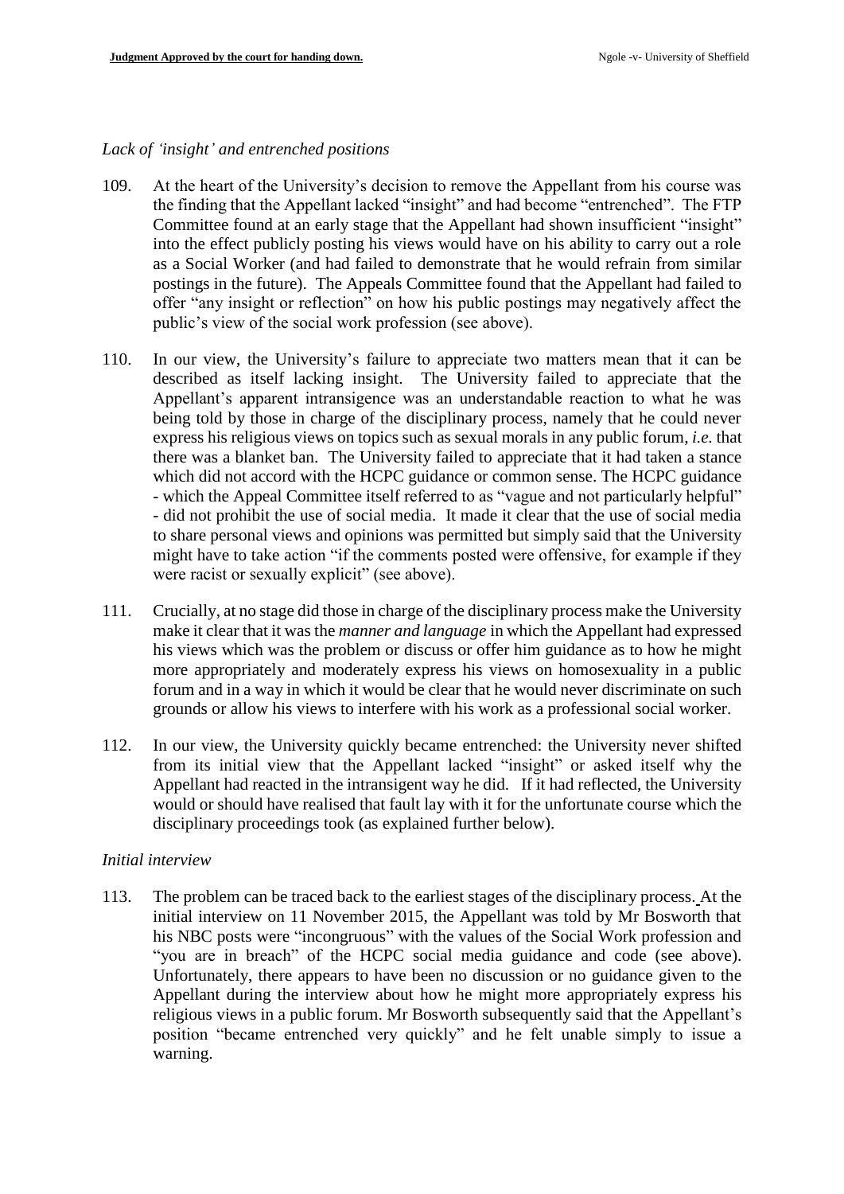*Lack of 'insight' and entrenched positions*

109. At the heart of the University's decision to remove the Appellant from his course was the finding that the Appellant lacked "insight" and had become "entrenched". The FTP Committee found at an early stage that the Appellant had shown insufficient "insight" into the effect publicly posting his views would have on his ability to carry out a role as a Social Worker (and had failed to demonstrate that he would refrain from similar postings in the future). The Appeals Committee found that the Appellant had failed to offer "any insight or reflection" on how his public postings may negatively affect the public's view of the social work profession (see above).

110. In our view, the University's failure to appreciate two matters mean that it can be described as itself lacking insight. The University failed to appreciate that the Appellant's apparent intransigence was an understandable reaction to what he was being told by those in charge of the disciplinary process, namely that he could never express his religious views on topics such as sexual morals in any public forum, *i.e.* that there was a blanket ban. The University failed to appreciate that it had taken a stance which did not accord with the HCPC guidance or common sense. The HCPC guidance - which the Appeal Committee itself referred to as "vague and not particularly helpful" - did not prohibit the use of social media. It made it clear that the use of social media to share personal views and opinions was permitted but simply said that the University might have to take action "if the comments posted were offensive, for example if they were racist or sexually explicit" (see above).

111. Crucially, at no stage did those in charge of the disciplinary process make the University make it clear that it was the *manner and language* in which the Appellant had expressed his views which was the problem or discuss or offer him guidance as to how he might more appropriately and moderately express his views on homosexuality in a public forum and in a way in which it would be clear that he would never discriminate on such grounds or allow his views to interfere with his work as a professional social worker.

112. In our view, the University quickly became entrenched: the University never shifted from its initial view that the Appellant lacked "insight" or asked itself why the Appellant had reacted in the intransigent way he did. If it had reflected, the University would or should have realised that fault lay with it for the unfortunate course which the disciplinary proceedings took (as explained further below).

*Initial interview*

113. The problem can be traced back to the earliest stages of the disciplinary process. At the initial interview on 11 November 2015, the Appellant was told by Mr Bosworth that his NBC posts were "incongruous" with the values of the Social Work profession and "you are in breach" of the HCPC social media guidance and code (see above). Unfortunately, there appears to have been no discussion or no guidance given to the Appellant during the interview about how he might more appropriately express his religious views in a public forum. Mr Bosworth subsequently said that the Appellant's position "became entrenched very quickly" and he felt unable simply to issue a warning.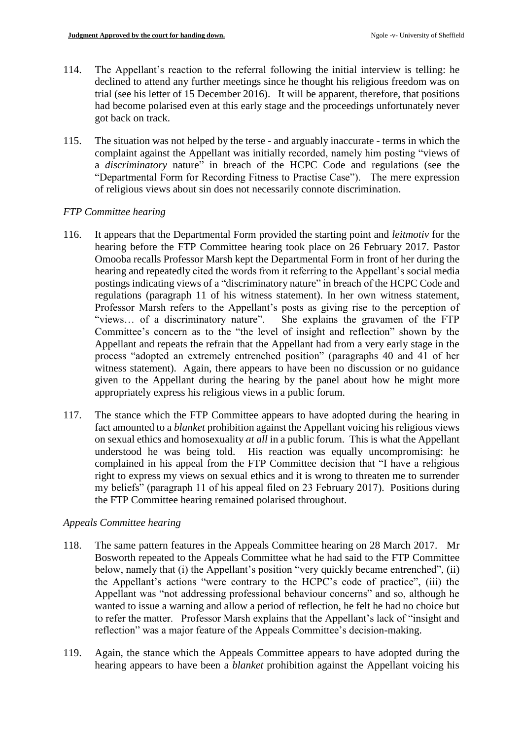114. The Appellant's reaction to the referral following the initial interview is telling: he declined to attend any further meetings since he thought his religious freedom was on trial (see his letter of 15 December 2016). It will be apparent, therefore, that positions had become polarised even at this early stage and the proceedings unfortunately never got back on track.

115. The situation was not helped by the terse - and arguably inaccurate - terms in which the complaint against the Appellant was initially recorded, namely him posting "views of a *discriminatory* nature" in breach of the HCPC Code and regulations (see the "Departmental Form for Recording Fitness to Practise Case"). The mere expression of religious views about sin does not necessarily connote discrimination.

*FTP Committee hearing*

116. It appears that the Departmental Form provided the starting point and *leitmotiv* for the hearing before the FTP Committee hearing took place on 26 February 2017. Pastor Omooba recalls Professor Marsh kept the Departmental Form in front of her during the hearing and repeatedly cited the words from it referring to the Appellant's social media postings indicating views of a "discriminatory nature" in breach of the HCPC Code and regulations (paragraph 11 of his witness statement). In her own witness statement, Professor Marsh refers to the Appellant's posts as giving rise to the perception of "views… of a discriminatory nature". She explains the gravamen of the FTP Committee's concern as to the "the level of insight and reflection" shown by the Appellant and repeats the refrain that the Appellant had from a very early stage in the process "adopted an extremely entrenched position" (paragraphs 40 and 41 of her witness statement). Again, there appears to have been no discussion or no guidance given to the Appellant during the hearing by the panel about how he might more appropriately express his religious views in a public forum.

117. The stance which the FTP Committee appears to have adopted during the hearing in fact amounted to a *blanket* prohibition against the Appellant voicing his religious views on sexual ethics and homosexuality *at all* in a public forum. This is what the Appellant understood he was being told. His reaction was equally uncompromising: he complained in his appeal from the FTP Committee decision that "I have a religious right to express my views on sexual ethics and it is wrong to threaten me to surrender my beliefs" (paragraph 11 of his appeal filed on 23 February 2017). Positions during the FTP Committee hearing remained polarised throughout.

*Appeals Committee hearing*

118. The same pattern features in the Appeals Committee hearing on 28 March 2017. Mr Bosworth repeated to the Appeals Committee what he had said to the FTP Committee below, namely that (i) the Appellant's position "very quickly became entrenched", (ii) the Appellant's actions "were contrary to the HCPC's code of practice", (iii) the Appellant was "not addressing professional behaviour concerns" and so, although he wanted to issue a warning and allow a period of reflection, he felt he had no choice but to refer the matter. Professor Marsh explains that the Appellant's lack of "insight and reflection" was a major feature of the Appeals Committee's decision-making.

119. Again, the stance which the Appeals Committee appears to have adopted during the hearing appears to have been a *blanket* prohibition against the Appellant voicing his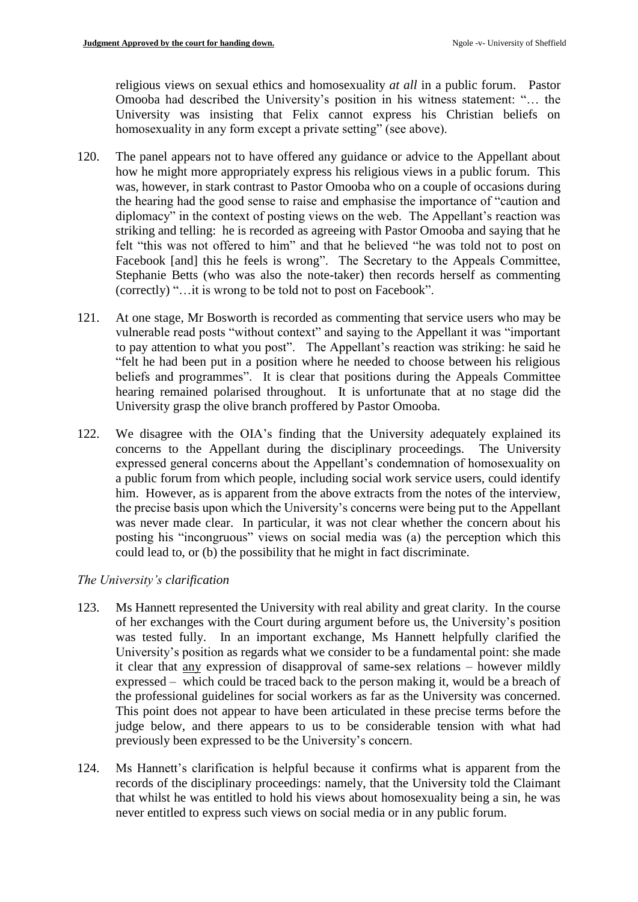religious views on sexual ethics and homosexuality *at all* in a public forum. Pastor Omooba had described the University's position in his witness statement: "… the University was insisting that Felix cannot express his Christian beliefs on homosexuality in any form except a private setting" (see above).

120. The panel appears not to have offered any guidance or advice to the Appellant about how he might more appropriately express his religious views in a public forum. This was, however, in stark contrast to Pastor Omooba who on a couple of occasions during the hearing had the good sense to raise and emphasise the importance of "caution and diplomacy" in the context of posting views on the web. The Appellant's reaction was striking and telling: he is recorded as agreeing with Pastor Omooba and saying that he felt "this was not offered to him" and that he believed "he was told not to post on Facebook [and] this he feels is wrong". The Secretary to the Appeals Committee, Stephanie Betts (who was also the note-taker) then records herself as commenting (correctly) "…it is wrong to be told not to post on Facebook".

121. At one stage, Mr Bosworth is recorded as commenting that service users who may be vulnerable read posts "without context" and saying to the Appellant it was "important to pay attention to what you post". The Appellant's reaction was striking: he said he "felt he had been put in a position where he needed to choose between his religious beliefs and programmes". It is clear that positions during the Appeals Committee hearing remained polarised throughout. It is unfortunate that at no stage did the University grasp the olive branch proffered by Pastor Omooba.

122. We disagree with the OIA's finding that the University adequately explained its concerns to the Appellant during the disciplinary proceedings. The University expressed general concerns about the Appellant's condemnation of homosexuality on a public forum from which people, including social work service users, could identify him. However, as is apparent from the above extracts from the notes of the interview, the precise basis upon which the University's concerns were being put to the Appellant was never made clear. In particular, it was not clear whether the concern about his posting his "incongruous" views on social media was (a) the perception which this could lead to, or (b) the possibility that he might in fact discriminate.

*The University's clarification*

123. Ms Hannett represented the University with real ability and great clarity. In the course of her exchanges with the Court during argument before us, the University's position was tested fully. In an important exchange, Ms Hannett helpfully clarified the University's position as regards what we consider to be a fundamental point: she made it clear that <u>any</u> expression of disapproval of same-sex relations – however mildly expressed – which could be traced back to the person making it, would be a breach of the professional guidelines for social workers as far as the University was concerned. This point does not appear to have been articulated in these precise terms before the judge below, and there appears to us to be considerable tension with what had previously been expressed to be the University's concern.

124. Ms Hannett's clarification is helpful because it confirms what is apparent from the records of the disciplinary proceedings: namely, that the University told the Claimant that whilst he was entitled to hold his views about homosexuality being a sin, he was never entitled to express such views on social media or in any public forum.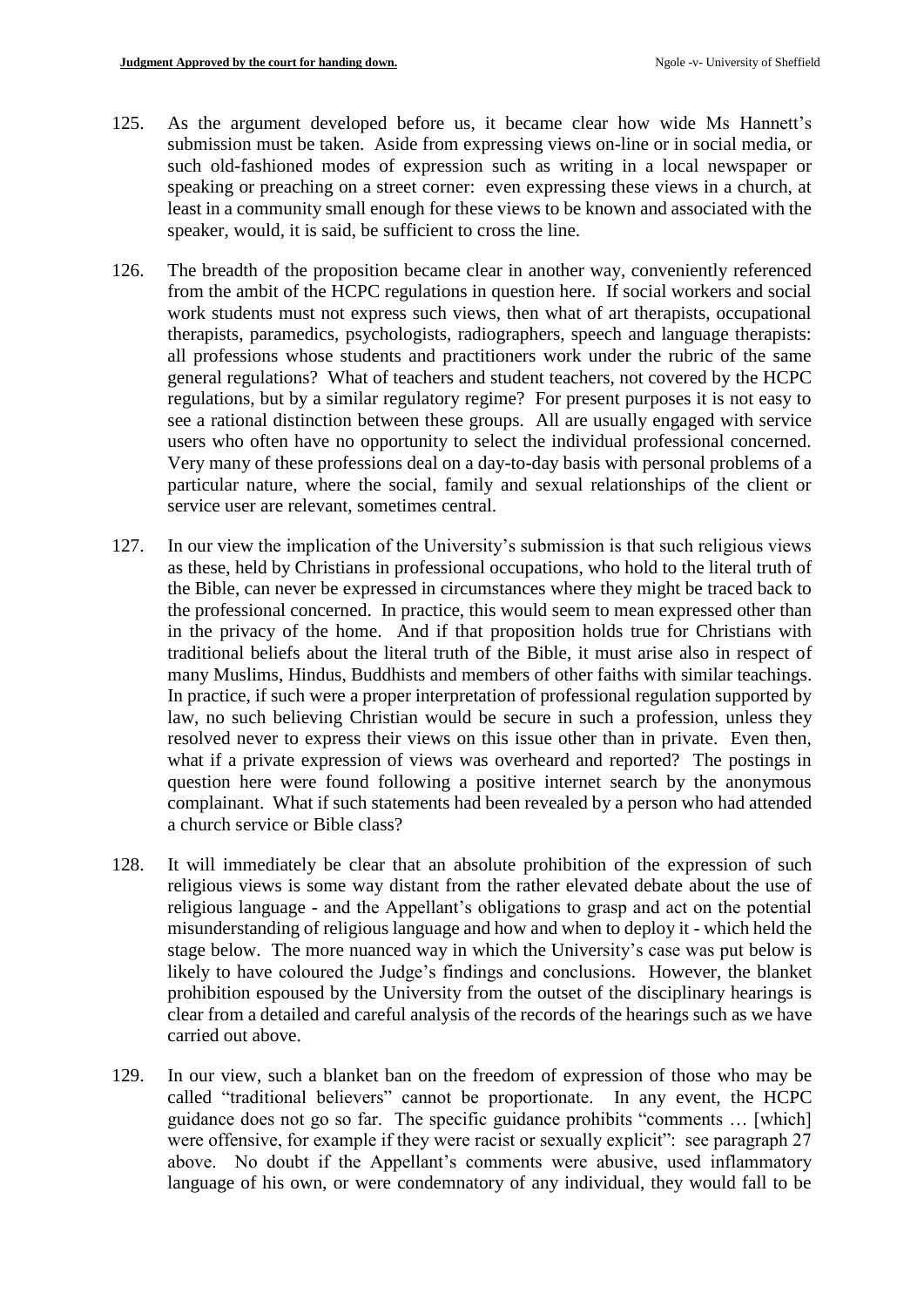125. As the argument developed before us, it became clear how wide Ms Hannett's submission must be taken. Aside from expressing views on-line or in social media, or such old-fashioned modes of expression such as writing in a local newspaper or speaking or preaching on a street corner: even expressing these views in a church, at least in a community small enough for these views to be known and associated with the speaker, would, it is said, be sufficient to cross the line.

126. The breadth of the proposition became clear in another way, conveniently referenced from the ambit of the HCPC regulations in question here. If social workers and social work students must not express such views, then what of art therapists, occupational therapists, paramedics, psychologists, radiographers, speech and language therapists: all professions whose students and practitioners work under the rubric of the same general regulations? What of teachers and student teachers, not covered by the HCPC regulations, but by a similar regulatory regime? For present purposes it is not easy to see a rational distinction between these groups. All are usually engaged with service users who often have no opportunity to select the individual professional concerned. Very many of these professions deal on a day-to-day basis with personal problems of a particular nature, where the social, family and sexual relationships of the client or service user are relevant, sometimes central.

127. In our view the implication of the University's submission is that such religious views as these, held by Christians in professional occupations, who hold to the literal truth of the Bible, can never be expressed in circumstances where they might be traced back to the professional concerned. In practice, this would seem to mean expressed other than in the privacy of the home. And if that proposition holds true for Christians with traditional beliefs about the literal truth of the Bible, it must arise also in respect of many Muslims, Hindus, Buddhists and members of other faiths with similar teachings. In practice, if such were a proper interpretation of professional regulation supported by law, no such believing Christian would be secure in such a profession, unless they resolved never to express their views on this issue other than in private. Even then, what if a private expression of views was overheard and reported? The postings in question here were found following a positive internet search by the anonymous complainant. What if such statements had been revealed by a person who had attended a church service or Bible class?

128. It will immediately be clear that an absolute prohibition of the expression of such religious views is some way distant from the rather elevated debate about the use of religious language - and the Appellant's obligations to grasp and act on the potential misunderstanding of religious language and how and when to deploy it - which held the stage below. The more nuanced way in which the University's case was put below is likely to have coloured the Judge's findings and conclusions. However, the blanket prohibition espoused by the University from the outset of the disciplinary hearings is clear from a detailed and careful analysis of the records of the hearings such as we have carried out above.

129. In our view, such a blanket ban on the freedom of expression of those who may be called "traditional believers" cannot be proportionate. In any event, the HCPC guidance does not go so far. The specific guidance prohibits "comments … [which] were offensive, for example if they were racist or sexually explicit": see paragraph 27 above. No doubt if the Appellant's comments were abusive, used inflammatory language of his own, or were condemnatory of any individual, they would fall to be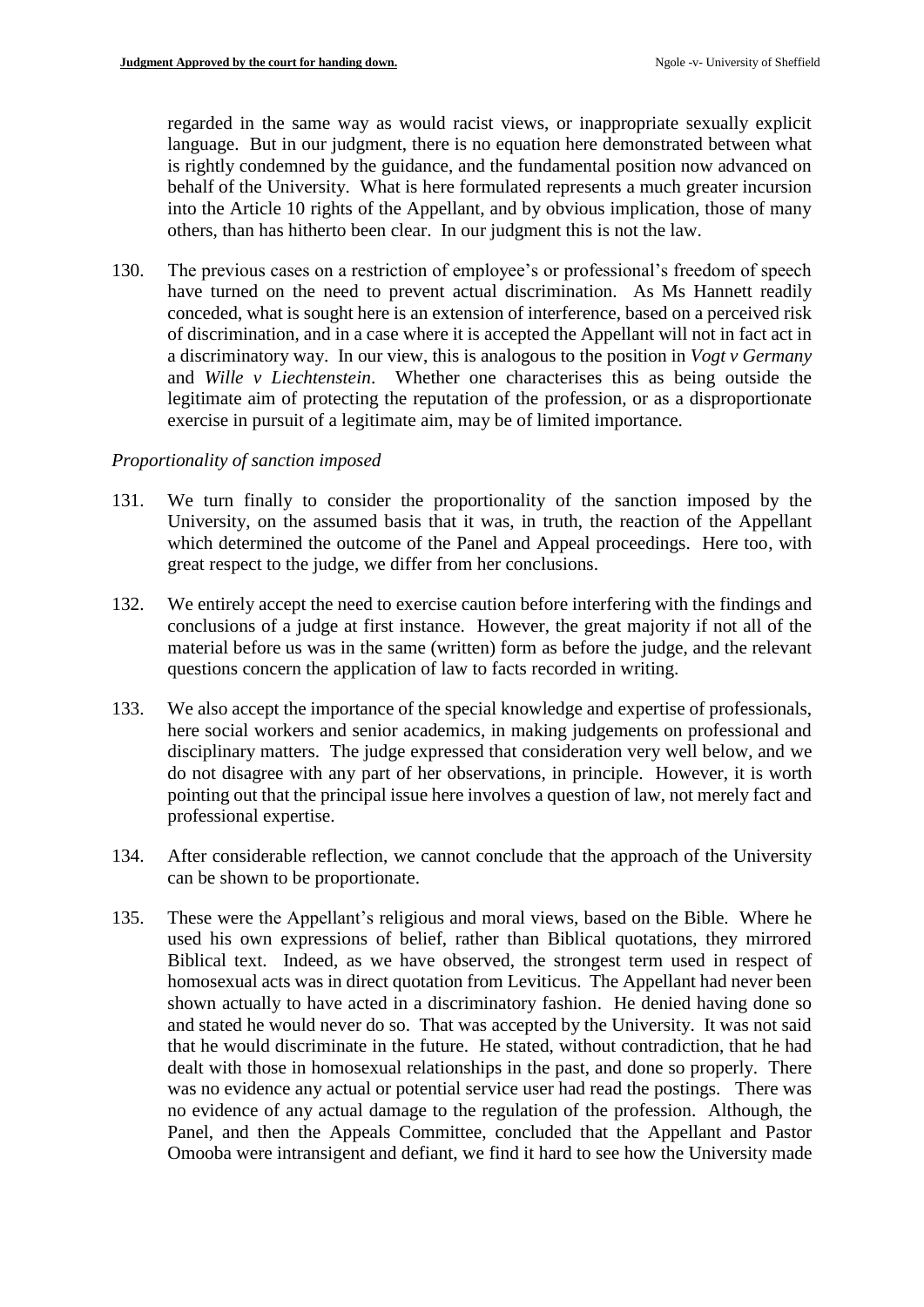regarded in the same way as would racist views, or inappropriate sexually explicit language. But in our judgment, there is no equation here demonstrated between what is rightly condemned by the guidance, and the fundamental position now advanced on behalf of the University. What is here formulated represents a much greater incursion into the Article 10 rights of the Appellant, and by obvious implication, those of many others, than has hitherto been clear. In our judgment this is not the law.

130. The previous cases on a restriction of employee's or professional's freedom of speech have turned on the need to prevent actual discrimination. As Ms Hannett readily conceded, what is sought here is an extension of interference, based on a perceived risk of discrimination, and in a case where it is accepted the Appellant will not in fact act in a discriminatory way. In our view, this is analogous to the position in *Vogt v Germany* and *Wille v Liechtenstein*. Whether one characterises this as being outside the legitimate aim of protecting the reputation of the profession, or as a disproportionate exercise in pursuit of a legitimate aim, may be of limited importance.

*Proportionality of sanction imposed*

131. We turn finally to consider the proportionality of the sanction imposed by the University, on the assumed basis that it was, in truth, the reaction of the Appellant which determined the outcome of the Panel and Appeal proceedings. Here too, with great respect to the judge, we differ from her conclusions.

132. We entirely accept the need to exercise caution before interfering with the findings and conclusions of a judge at first instance. However, the great majority if not all of the material before us was in the same (written) form as before the judge, and the relevant questions concern the application of law to facts recorded in writing.

133. We also accept the importance of the special knowledge and expertise of professionals, here social workers and senior academics, in making judgements on professional and disciplinary matters. The judge expressed that consideration very well below, and we do not disagree with any part of her observations, in principle. However, it is worth pointing out that the principal issue here involves a question of law, not merely fact and professional expertise.

134. After considerable reflection, we cannot conclude that the approach of the University can be shown to be proportionate.

135. These were the Appellant's religious and moral views, based on the Bible. Where he used his own expressions of belief, rather than Biblical quotations, they mirrored Biblical text. Indeed, as we have observed, the strongest term used in respect of homosexual acts was in direct quotation from Leviticus. The Appellant had never been shown actually to have acted in a discriminatory fashion. He denied having done so and stated he would never do so. That was accepted by the University. It was not said that he would discriminate in the future. He stated, without contradiction, that he had dealt with those in homosexual relationships in the past, and done so properly. There was no evidence any actual or potential service user had read the postings. There was no evidence of any actual damage to the regulation of the profession. Although, the Panel, and then the Appeals Committee, concluded that the Appellant and Pastor Omooba were intransigent and defiant, we find it hard to see how the University made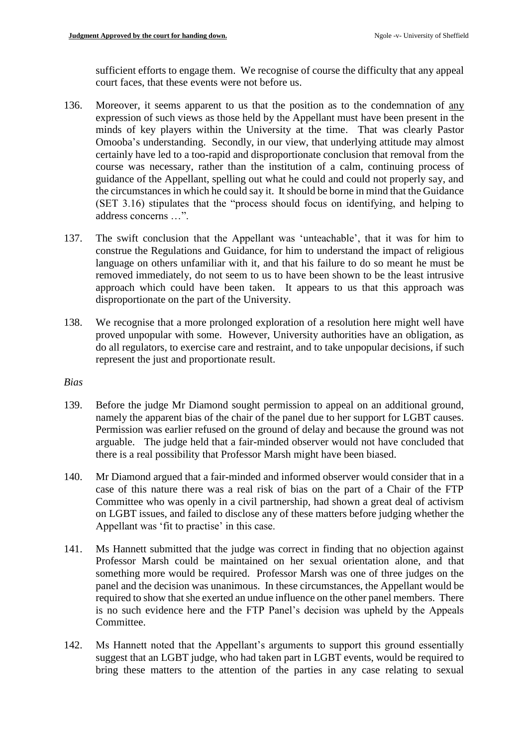sufficient efforts to engage them. We recognise of course the difficulty that any appeal court faces, that these events were not before us.

136. Moreover, it seems apparent to us that the position as to the condemnation of <u>any</u> expression of such views as those held by the Appellant must have been present in the minds of key players within the University at the time. That was clearly Pastor Omooba's understanding. Secondly, in our view, that underlying attitude may almost certainly have led to a too-rapid and disproportionate conclusion that removal from the course was necessary, rather than the institution of a calm, continuing process of guidance of the Appellant, spelling out what he could and could not properly say, and the circumstances in which he could say it. It should be borne in mind that the Guidance (SET 3.16) stipulates that the "process should focus on identifying, and helping to address concerns …".

137. The swift conclusion that the Appellant was 'unteachable', that it was for him to construe the Regulations and Guidance, for him to understand the impact of religious language on others unfamiliar with it, and that his failure to do so meant he must be removed immediately, do not seem to us to have been shown to be the least intrusive approach which could have been taken. It appears to us that this approach was disproportionate on the part of the University.

138. We recognise that a more prolonged exploration of a resolution here might well have proved unpopular with some. However, University authorities have an obligation, as do all regulators, to exercise care and restraint, and to take unpopular decisions, if such represent the just and proportionate result.

*Bias*

139. Before the judge Mr Diamond sought permission to appeal on an additional ground, namely the apparent bias of the chair of the panel due to her support for LGBT causes. Permission was earlier refused on the ground of delay and because the ground was not arguable. The judge held that a fair-minded observer would not have concluded that there is a real possibility that Professor Marsh might have been biased.

140. Mr Diamond argued that a fair-minded and informed observer would consider that in a case of this nature there was a real risk of bias on the part of a Chair of the FTP Committee who was openly in a civil partnership, had shown a great deal of activism on LGBT issues, and failed to disclose any of these matters before judging whether the Appellant was 'fit to practise' in this case.

141. Ms Hannett submitted that the judge was correct in finding that no objection against Professor Marsh could be maintained on her sexual orientation alone, and that something more would be required. Professor Marsh was one of three judges on the panel and the decision was unanimous. In these circumstances, the Appellant would be required to show that she exerted an undue influence on the other panel members. There is no such evidence here and the FTP Panel's decision was upheld by the Appeals Committee.

142. Ms Hannett noted that the Appellant's arguments to support this ground essentially suggest that an LGBT judge, who had taken part in LGBT events, would be required to bring these matters to the attention of the parties in any case relating to sexual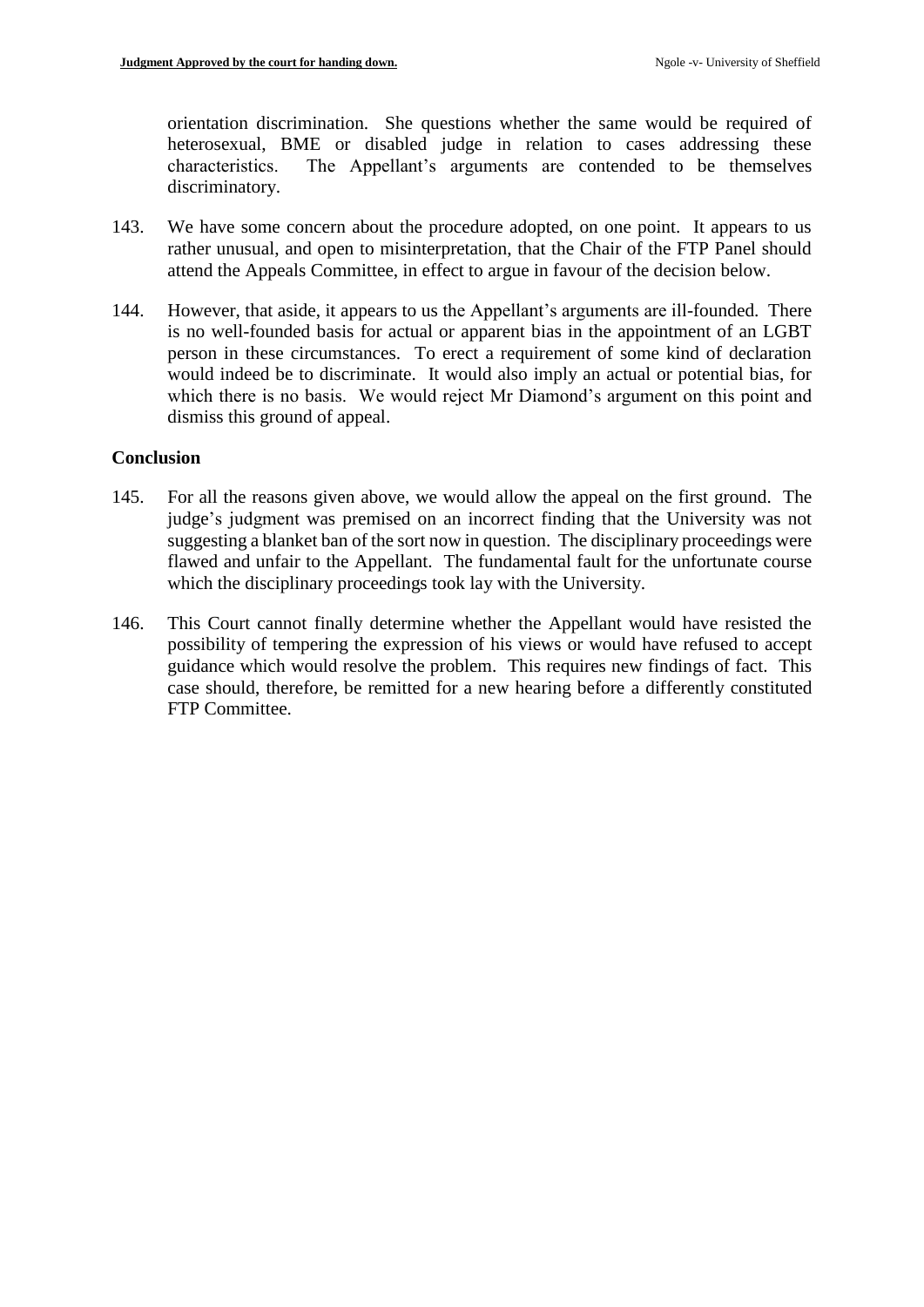orientation discrimination. She questions whether the same would be required of heterosexual, BME or disabled judge in relation to cases addressing these characteristics. The Appellant's arguments are contended to be themselves discriminatory.

143. We have some concern about the procedure adopted, on one point. It appears to us rather unusual, and open to misinterpretation, that the Chair of the FTP Panel should attend the Appeals Committee, in effect to argue in favour of the decision below.

144. However, that aside, it appears to us the Appellant's arguments are ill-founded. There is no well-founded basis for actual or apparent bias in the appointment of an LGBT person in these circumstances. To erect a requirement of some kind of declaration would indeed be to discriminate. It would also imply an actual or potential bias, for which there is no basis. We would reject Mr Diamond's argument on this point and dismiss this ground of appeal.

## Conclusion

145. For all the reasons given above, we would allow the appeal on the first ground. The judge's judgment was premised on an incorrect finding that the University was not suggesting a blanket ban of the sort now in question. The disciplinary proceedings were flawed and unfair to the Appellant. The fundamental fault for the unfortunate course which the disciplinary proceedings took lay with the University.

146. This Court cannot finally determine whether the Appellant would have resisted the possibility of tempering the expression of his views or would have refused to accept guidance which would resolve the problem. This requires new findings of fact. This case should, therefore, be remitted for a new hearing before a differently constituted FTP Committee.